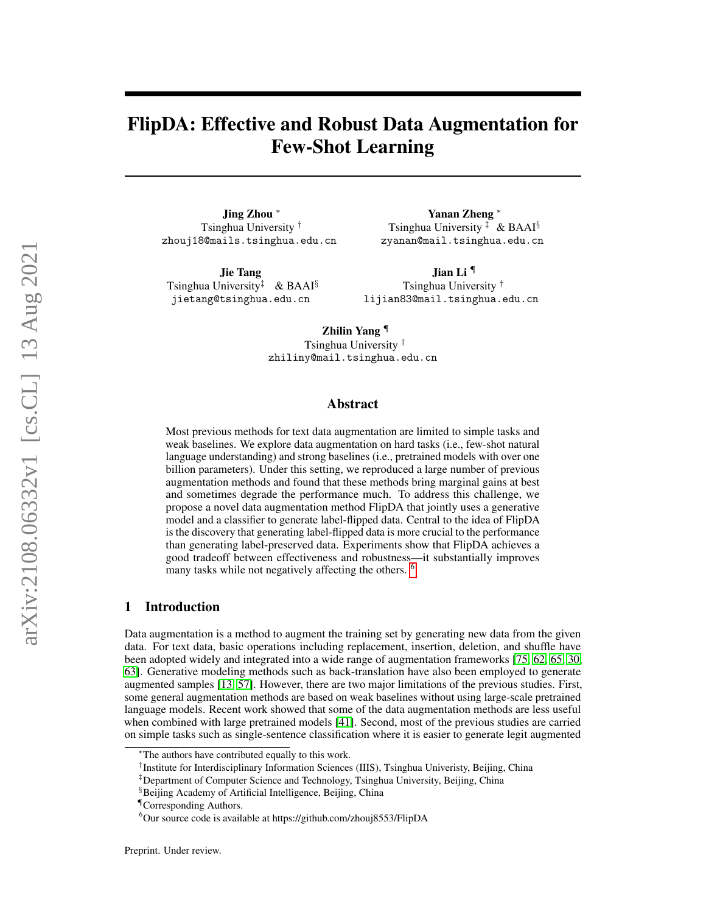# FlipDA: Effective and Robust Data Augmentation for Few-Shot Learning

**Jing Zhou** [*]
Tsinghua University [†]
zhouj18@mails.tsinghua.edu.cn

**Yanan Zheng** [*]
Tsinghua University [‡] & BAAI[§]
zyanan@mail.tsinghua.edu.cn

**Jie Tang**
Tsinghua University[‡] & BAAI[§]
jietang@tsinghua.edu.cn

**Jian Li** [¶]
Tsinghua University [†]
lijian83@mail.tsinghua.edu.cn

**Zhilin Yang** [¶]
Tsinghua University [†]
zhiliny@mail.tsinghua.edu.cn

## Abstract

Most previous methods for text data augmentation are limited to simple tasks and weak baselines. We explore data augmentation on hard tasks (i.e., few-shot natural language understanding) and strong baselines (i.e., pretrained models with over one billion parameters). Under this setting, we reproduced a large number of previous augmentation methods and found that these methods bring marginal gains at best and sometimes degrade the performance much. To address this challenge, we propose a novel data augmentation method FlipDA that jointly uses a generative model and a classifier to generate label-flipped data. Central to the idea of FlipDA is the discovery that generating label-flipped data is more crucial to the performance than generating label-preserved data. Experiments show that FlipDA achieves a good tradeoff between effectiveness and robustness—it substantially improves many tasks while not negatively affecting the others. [6]

## 1 Introduction

Data augmentation is a method to augment the training set by generating new data from the given data. For text data, basic operations including replacement, insertion, deletion, and shuffle have been adopted widely and integrated into a wide range of augmentation frameworks [75, 62, 65, 30, 63]. Generative modeling methods such as back-translation have also been employed to generate augmented samples [13, 57]. However, there are two major limitations of the previous studies. First, some general augmentation methods are based on weak baselines without using large-scale pretrained language models. Recent work showed that some of the data augmentation methods are less useful when combined with large pretrained models [41]. Second, most of the previous studies are carried on simple tasks such as single-sentence classification where it is easier to generate legit augmented

[*]The authors have contributed equally to this work.

[†]Institute for Interdisciplinary Information Sciences (IIIS), Tsinghua Univeristy, Beijing, China

[‡]Department of Computer Science and Technology, Tsinghua University, Beijing, China

[§]Beijing Academy of Artificial Intelligence, Beijing, China

[¶]Corresponding Authors.

[6]Our source code is available at https://github.com/zhouj8553/FlipDA

Preprint. Under review.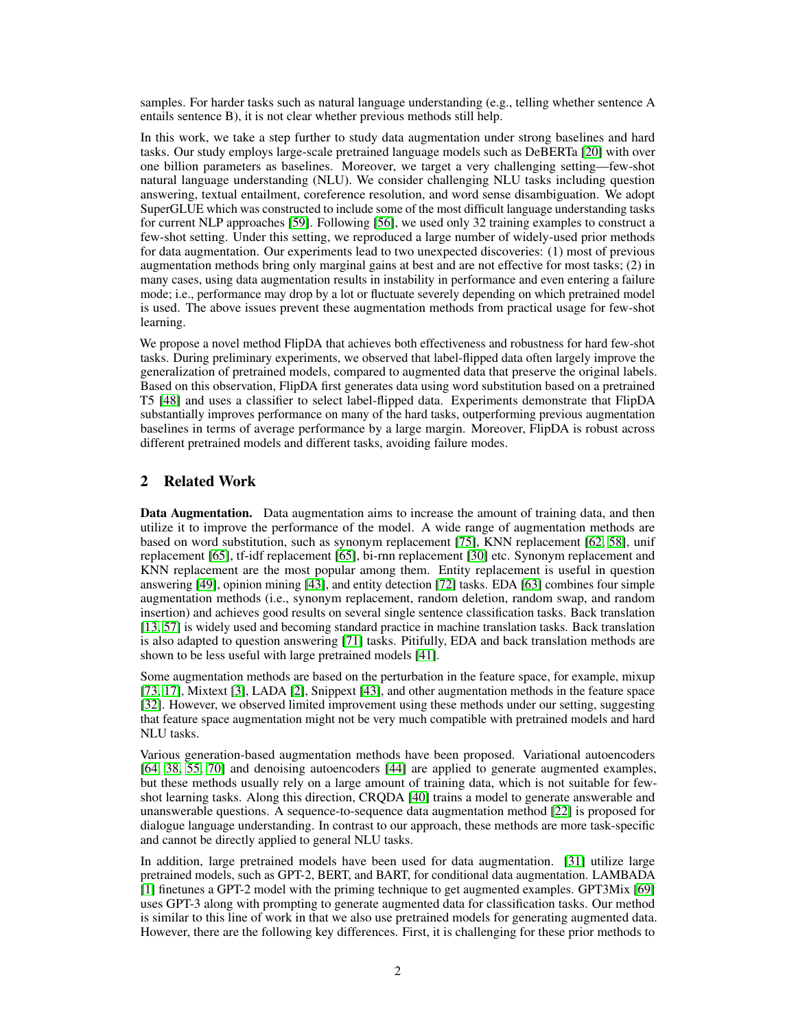samples. For harder tasks such as natural language understanding (e.g., telling whether sentence A entails sentence B), it is not clear whether previous methods still help.

In this work, we take a step further to study data augmentation under strong baselines and hard tasks. Our study employs large-scale pretrained language models such as DeBERTa [20] with over one billion parameters as baselines. Moreover, we target a very challenging setting—few-shot natural language understanding (NLU). We consider challenging NLU tasks including question answering, textual entailment, coreference resolution, and word sense disambiguation. We adopt SuperGLUE which was constructed to include some of the most difficult language understanding tasks for current NLP approaches [59]. Following [56], we used only 32 training examples to construct a few-shot setting. Under this setting, we reproduced a large number of widely-used prior methods for data augmentation. Our experiments lead to two unexpected discoveries: (1) most of previous augmentation methods bring only marginal gains at best and are not effective for most tasks; (2) in many cases, using data augmentation results in instability in performance and even entering a failure mode; i.e., performance may drop by a lot or fluctuate severely depending on which pretrained model is used. The above issues prevent these augmentation methods from practical usage for few-shot learning.

We propose a novel method FlipDA that achieves both effectiveness and robustness for hard few-shot tasks. During preliminary experiments, we observed that label-flipped data often largely improve the generalization of pretrained models, compared to augmented data that preserve the original labels. Based on this observation, FlipDA first generates data using word substitution based on a pretrained T5 [48] and uses a classifier to select label-flipped data. Experiments demonstrate that FlipDA substantially improves performance on many of the hard tasks, outperforming previous augmentation baselines in terms of average performance by a large margin. Moreover, FlipDA is robust across different pretrained models and different tasks, avoiding failure modes.

## 2 Related Work

**Data Augmentation.** Data augmentation aims to increase the amount of training data, and then utilize it to improve the performance of the model. A wide range of augmentation methods are based on word substitution, such as synonym replacement [75], KNN replacement [62, 58], unif replacement [65], tf-idf replacement [65], bi-rnn replacement [30] etc. Synonym replacement and KNN replacement are the most popular among them. Entity replacement is useful in question answering [49], opinion mining [43], and entity detection [72] tasks. EDA [63] combines four simple augmentation methods (i.e., synonym replacement, random deletion, random swap, and random insertion) and achieves good results on several single sentence classification tasks. Back translation [13, 57] is widely used and becoming standard practice in machine translation tasks. Back translation is also adapted to question answering [71] tasks. Pitifully, EDA and back translation methods are shown to be less useful with large pretrained models [41].

Some augmentation methods are based on the perturbation in the feature space, for example, mixup [73, 17], Mixtext [3], LADA [2], Snippext [43], and other augmentation methods in the feature space [32]. However, we observed limited improvement using these methods under our setting, suggesting that feature space augmentation might not be very much compatible with pretrained models and hard NLU tasks.

Various generation-based augmentation methods have been proposed. Variational autoencoders [64, 38, 55, 70] and denoising autoencoders [44] are applied to generate augmented examples, but these methods usually rely on a large amount of training data, which is not suitable for few-shot learning tasks. Along this direction, CRQDA [40] trains a model to generate answerable and unanswerable questions. A sequence-to-sequence data augmentation method [22] is proposed for dialogue language understanding. In contrast to our approach, these methods are more task-specific and cannot be directly applied to general NLU tasks.

In addition, large pretrained models have been used for data augmentation. [31] utilize large pretrained models, such as GPT-2, BERT, and BART, for conditional data augmentation. LAMBADA [1] finetunes a GPT-2 model with the priming technique to get augmented examples. GPT3Mix [69] uses GPT-3 along with prompting to generate augmented data for classification tasks. Our method is similar to this line of work in that we also use pretrained models for generating augmented data. However, there are the following key differences. First, it is challenging for these prior methods to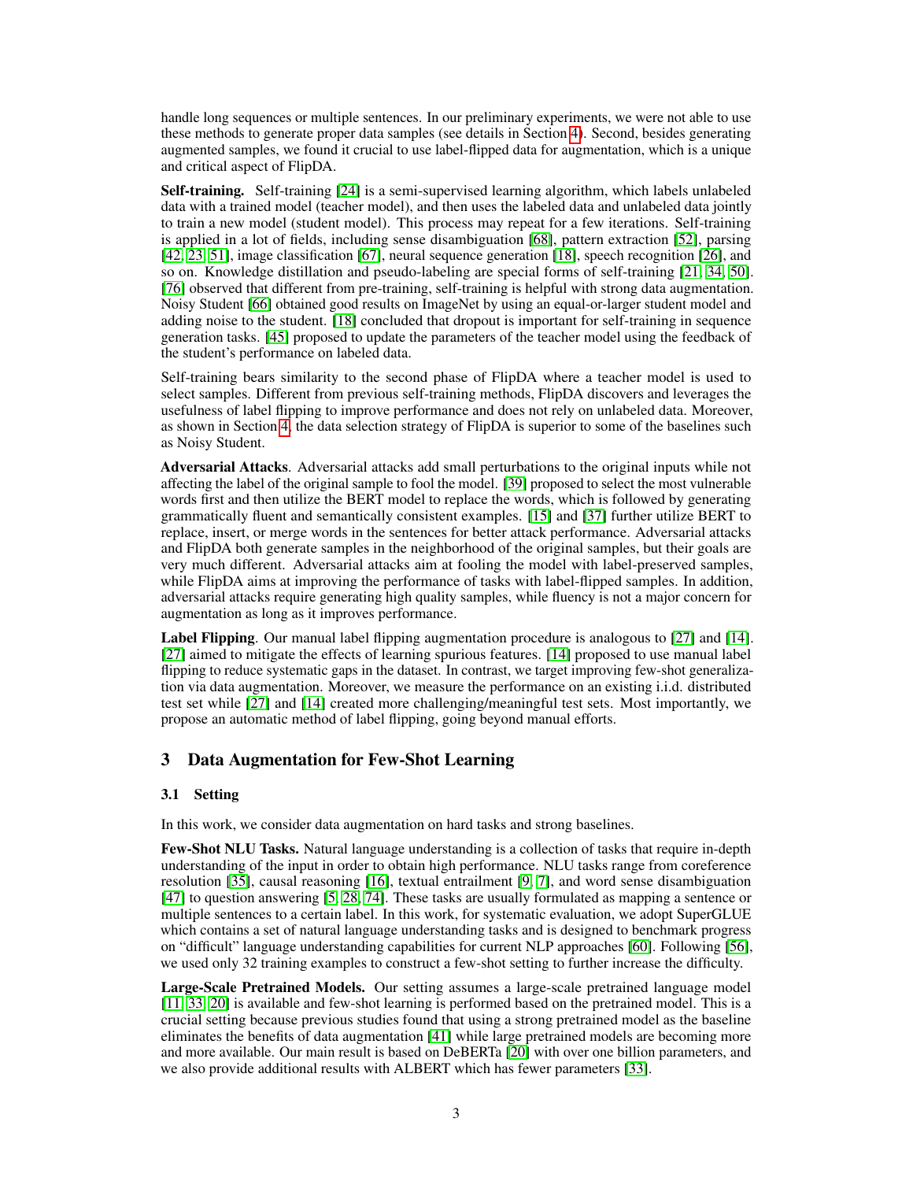handle long sequences or multiple sentences. In our preliminary experiments, we were not able to use these methods to generate proper data samples (see details in Section 4). Second, besides generating augmented samples, we found it crucial to use label-flipped data for augmentation, which is a unique and critical aspect of FlipDA.

**Self-training.** Self-training [24] is a semi-supervised learning algorithm, which labels unlabeled data with a trained model (teacher model), and then uses the labeled data and unlabeled data jointly to train a new model (student model). This process may repeat for a few iterations. Self-training is applied in a lot of fields, including sense disambiguation [68], pattern extraction [52], parsing [42, 23, 51], image classification [67], neural sequence generation [18], speech recognition [26], and so on. Knowledge distillation and pseudo-labeling are special forms of self-training [21, 34, 50]. [76] observed that different from pre-training, self-training is helpful with strong data augmentation. Noisy Student [66] obtained good results on ImageNet by using an equal-or-larger student model and adding noise to the student. [18] concluded that dropout is important for self-training in sequence generation tasks. [45] proposed to update the parameters of the teacher model using the feedback of the student's performance on labeled data.

Self-training bears similarity to the second phase of FlipDA where a teacher model is used to select samples. Different from previous self-training methods, FlipDA discovers and leverages the usefulness of label flipping to improve performance and does not rely on unlabeled data. Moreover, as shown in Section 4, the data selection strategy of FlipDA is superior to some of the baselines such as Noisy Student.

**Adversarial Attacks**. Adversarial attacks add small perturbations to the original inputs while not affecting the label of the original sample to fool the model. [39] proposed to select the most vulnerable words first and then utilize the BERT model to replace the words, which is followed by generating grammatically fluent and semantically consistent examples. [15] and [37] further utilize BERT to replace, insert, or merge words in the sentences for better attack performance. Adversarial attacks and FlipDA both generate samples in the neighborhood of the original samples, but their goals are very much different. Adversarial attacks aim at fooling the model with label-preserved samples, while FlipDA aims at improving the performance of tasks with label-flipped samples. In addition, adversarial attacks require generating high quality samples, while fluency is not a major concern for augmentation as long as it improves performance.

**Label Flipping**. Our manual label flipping augmentation procedure is analogous to [27] and [14]. [27] aimed to mitigate the effects of learning spurious features. [14] proposed to use manual label flipping to reduce systematic gaps in the dataset. In contrast, we target improving few-shot generalization via data augmentation. Moreover, we measure the performance on an existing i.i.d. distributed test set while [27] and [14] created more challenging/meaningful test sets. Most importantly, we propose an automatic method of label flipping, going beyond manual efforts.

## 3 Data Augmentation for Few-Shot Learning

### 3.1 Setting

In this work, we consider data augmentation on hard tasks and strong baselines.

**Few-Shot NLU Tasks.** Natural language understanding is a collection of tasks that require in-depth understanding of the input in order to obtain high performance. NLU tasks range from coreference resolution [35], causal reasoning [16], textual entailment [9, 7], and word sense disambiguation [47] to question answering [5, 28, 74]. These tasks are usually formulated as mapping a sentence or multiple sentences to a certain label. In this work, for systematic evaluation, we adopt SuperGLUE which contains a set of natural language understanding tasks and is designed to benchmark progress on "difficult" language understanding capabilities for current NLP approaches [60]. Following [56], we used only 32 training examples to construct a few-shot setting to further increase the difficulty.

**Large-Scale Pretrained Models.** Our setting assumes a large-scale pretrained language model [11, 33, 20] is available and few-shot learning is performed based on the pretrained model. This is a crucial setting because previous studies found that using a strong pretrained model as the baseline eliminates the benefits of data augmentation [41] while large pretrained models are becoming more and more available. Our main result is based on DeBERTa [20] with over one billion parameters, and we also provide additional results with ALBERT which has fewer parameters [33].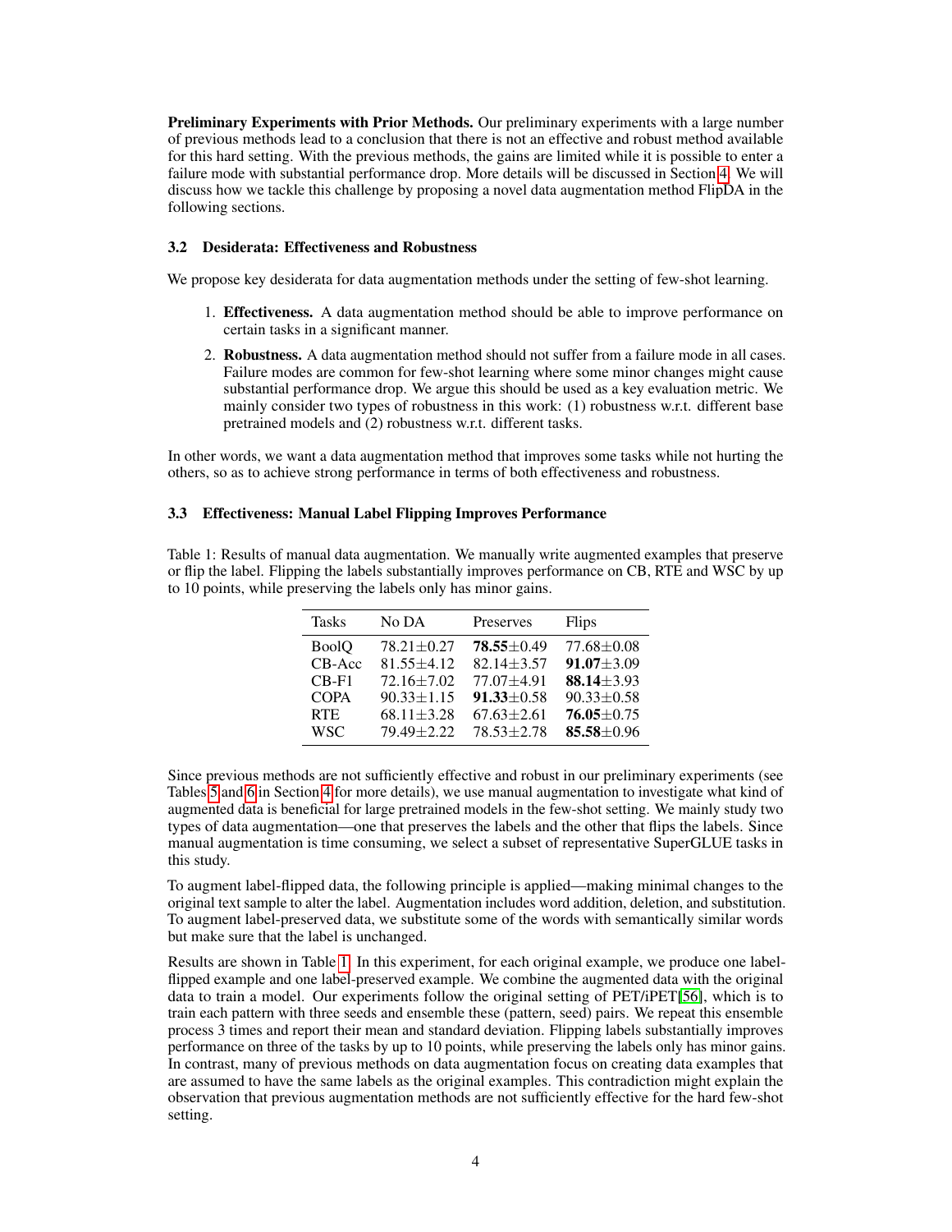**Preliminary Experiments with Prior Methods.** Our preliminary experiments with a large number of previous methods lead to a conclusion that there is not an effective and robust method available for this hard setting. With the previous methods, the gains are limited while it is possible to enter a failure mode with substantial performance drop. More details will be discussed in Section 4. We will discuss how we tackle this challenge by proposing a novel data augmentation method FlipDA in the following sections.

### 3.2 Desiderata: Effectiveness and Robustness

We propose key desiderata for data augmentation methods under the setting of few-shot learning.

1. **Effectiveness.** A data augmentation method should be able to improve performance on certain tasks in a significant manner.
2. **Robustness.** A data augmentation method should not suffer from a failure mode in all cases. Failure modes are common for few-shot learning where some minor changes might cause substantial performance drop. We argue this should be used as a key evaluation metric. We mainly consider two types of robustness in this work: (1) robustness w.r.t. different base pretrained models and (2) robustness w.r.t. different tasks.

In other words, we want a data augmentation method that improves some tasks while not hurting the others, so as to achieve strong performance in terms of both effectiveness and robustness.

### 3.3 Effectiveness: Manual Label Flipping Improves Performance

Table 1: Results of manual data augmentation. We manually write augmented examples that preserve or flip the label. Flipping the labels substantially improves performance on CB, RTE and WSC by up to 10 points, while preserving the labels only has minor gains.

| Tasks | No DA | Preserves | Flips |
|---|---|---|---|
| BoolQ | 78.21±0.27 | **78.55**±0.49 | 77.68±0.08 |
| CB-Acc | 81.55±4.12 | 82.14±3.57 | **91.07**±3.09 |
| CB-F1 | 72.16±7.02 | 77.07±4.91 | **88.14**±3.93 |
| COPA | 90.33±1.15 | **91.33**±0.58 | 90.33±0.58 |
| RTE | 68.11±3.28 | 67.63±2.61 | **76.05**±0.75 |
| WSC | 79.49±2.22 | 78.53±2.78 | **85.58**±0.96 |

Since previous methods are not sufficiently effective and robust in our preliminary experiments (see Tables 5 and 6 in Section 4 for more details), we use manual augmentation to investigate what kind of augmented data is beneficial for large pretrained models in the few-shot setting. We mainly study two types of data augmentation—one that preserves the labels and the other that flips the labels. Since manual augmentation is time consuming, we select a subset of representative SuperGLUE tasks in this study.

To augment label-flipped data, the following principle is applied—making minimal changes to the original text sample to alter the label. Augmentation includes word addition, deletion, and substitution. To augment label-preserved data, we substitute some of the words with semantically similar words but make sure that the label is unchanged.

Results are shown in Table 1. In this experiment, for each original example, we produce one label-flipped example and one label-preserved example. We combine the augmented data with the original data to train a model. Our experiments follow the original setting of PET/iPET[56], which is to train each pattern with three seeds and ensemble these (pattern, seed) pairs. We repeat this ensemble process 3 times and report their mean and standard deviation. Flipping labels substantially improves performance on three of the tasks by up to 10 points, while preserving the labels only has minor gains. In contrast, many of previous methods on data augmentation focus on creating data examples that are assumed to have the same labels as the original examples. This contradiction might explain the observation that previous augmentation methods are not sufficiently effective for the hard few-shot setting.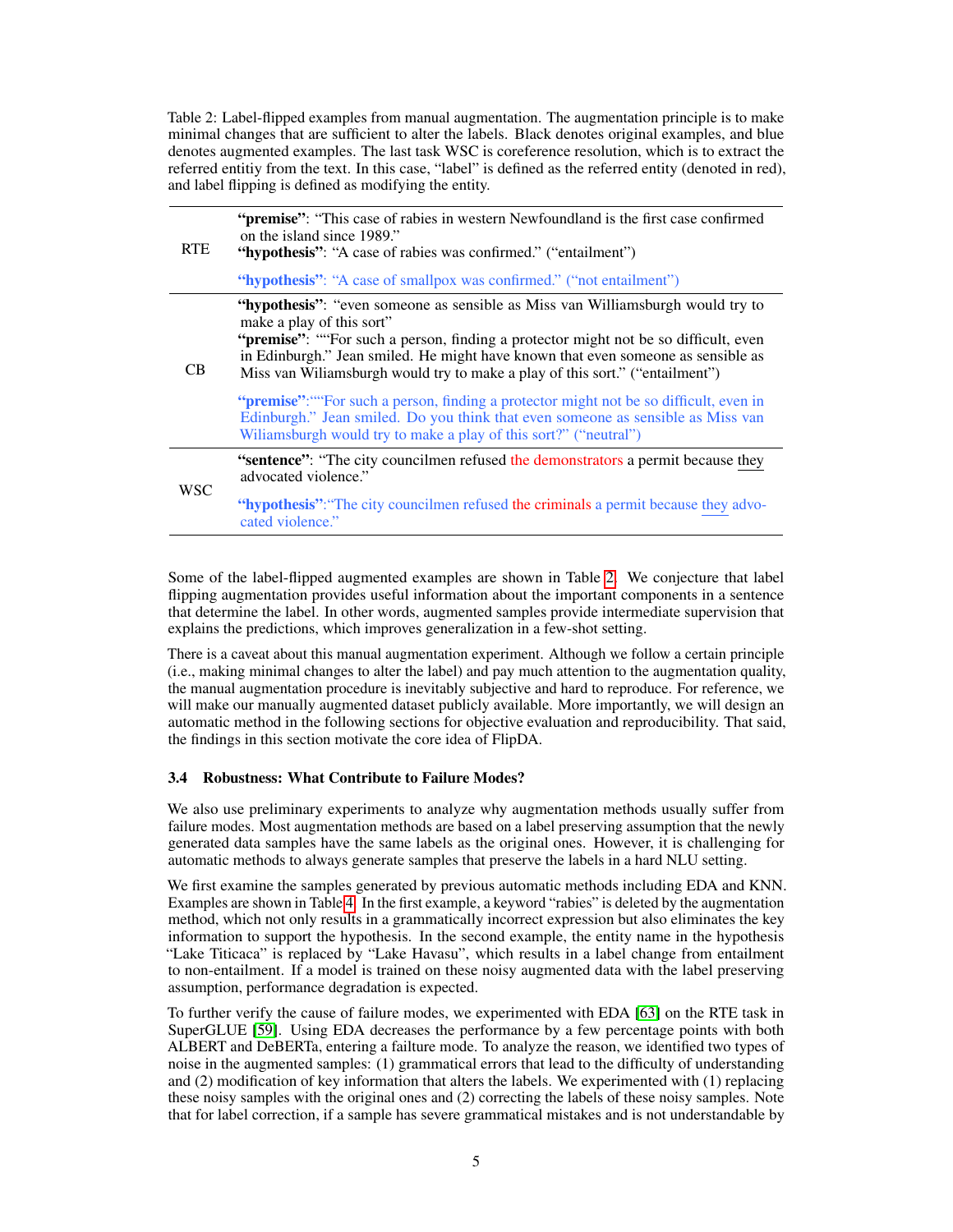Table 2: Label-flipped examples from manual augmentation. The augmentation principle is to make minimal changes that are sufficient to alter the labels. Black denotes original examples, and blue denotes augmented examples. The last task WSC is coreference resolution, which is to extract the referred entitiy from the text. In this case, "label" is defined as the referred entity (denoted in red), and label flipping is defined as modifying the entity.

| Task | Example |
| --- | --- |
| RTE | **"premise"**: "This case of rabies in western Newfoundland is the first case confirmed on the island since 1989." **"hypothesis"**: "A case of rabies was confirmed." ("entailment") |
| | **"hypothesis"**: "A case of smallpox was confirmed." ("not entailment") |
| CB | **"hypothesis"**: "even someone as sensible as Miss van Williamsburgh would try to make a play of this sort" **"premise"**: ""For such a person, finding a protector might not be so difficult, even in Edinburgh." Jean smiled. He might have known that even someone as sensible as Miss van Wiliamsburgh would try to make a play of this sort." ("entailment") |
| | **"premise"**:""For such a person, finding a protector might not be so difficult, even in Edinburgh." Jean smiled. Do you think that even someone as sensible as Miss van Wiliamsburgh would try to make a play of this sort?" ("neutral") |
| WSC | **"sentence"**: "The city councilmen refused the demonstrators a permit because they advocated violence." |
| | **"hypothesis"**:"The city councilmen refused the criminals a permit because they advocated violence." |

Some of the label-flipped augmented examples are shown in Table 2. We conjecture that label flipping augmentation provides useful information about the important components in a sentence that determine the label. In other words, augmented samples provide intermediate supervision that explains the predictions, which improves generalization in a few-shot setting.

There is a caveat about this manual augmentation experiment. Although we follow a certain principle (i.e., making minimal changes to alter the label) and pay much attention to the augmentation quality, the manual augmentation procedure is inevitably subjective and hard to reproduce. For reference, we will make our manually augmented dataset publicly available. More importantly, we will design an automatic method in the following sections for objective evaluation and reproducibility. That said, the findings in this section motivate the core idea of FlipDA.

### 3.4 Robustness: What Contribute to Failure Modes?

We also use preliminary experiments to analyze why augmentation methods usually suffer from failure modes. Most augmentation methods are based on a label preserving assumption that the newly generated data samples have the same labels as the original ones. However, it is challenging for automatic methods to always generate samples that preserve the labels in a hard NLU setting.

We first examine the samples generated by previous automatic methods including EDA and KNN. Examples are shown in Table 4. In the first example, a keyword "rabies" is deleted by the augmentation method, which not only results in a grammatically incorrect expression but also eliminates the key information to support the hypothesis. In the second example, the entity name in the hypothesis "Lake Titicaca" is replaced by "Lake Havasu", which results in a label change from entailment to non-entailment. If a model is trained on these noisy augmented data with the label preserving assumption, performance degradation is expected.

To further verify the cause of failure modes, we experimented with EDA [63] on the RTE task in SuperGLUE [59]. Using EDA decreases the performance by a few percentage points with both ALBERT and DeBERTa, entering a failture mode. To analyze the reason, we identified two types of noise in the augmented samples: (1) grammatical errors that lead to the difficulty of understanding and (2) modification of key information that alters the labels. We experimented with (1) replacing these noisy samples with the original ones and (2) correcting the labels of these noisy samples. Note that for label correction, if a sample has severe grammatical mistakes and is not understandable by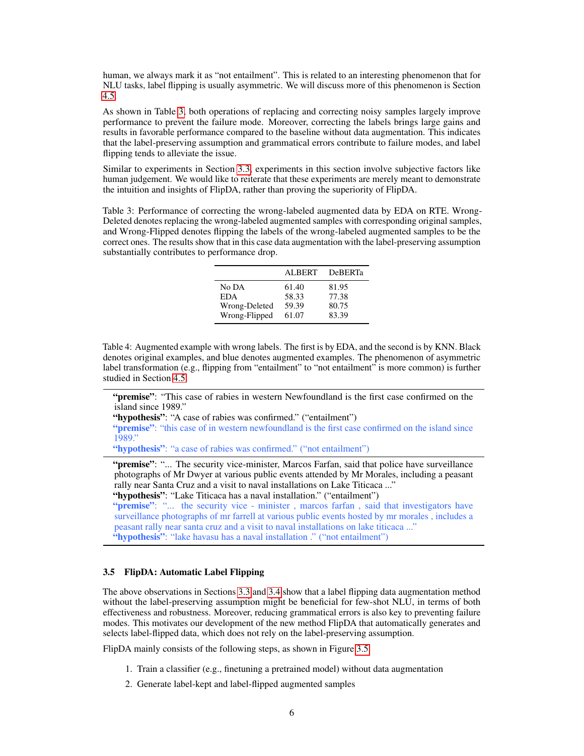human, we always mark it as "not entailment". This is related to an interesting phenomenon that for NLU tasks, label flipping is usually asymmetric. We will discuss more of this phenomenon is Section 4.5.

As shown in Table 3, both operations of replacing and correcting noisy samples largely improve performance to prevent the failure mode. Moreover, correcting the labels brings large gains and results in favorable performance compared to the baseline without data augmentation. This indicates that the label-preserving assumption and grammatical errors contribute to failure modes, and label flipping tends to alleviate the issue.

Similar to experiments in Section 3.3, experiments in this section involve subjective factors like human judgement. We would like to reiterate that these experiments are merely meant to demonstrate the intuition and insights of FlipDA, rather than proving the superiority of FlipDA.

Table 3: Performance of correcting the wrong-labeled augmented data by EDA on RTE. Wrong-Deleted denotes replacing the wrong-labeled augmented samples with corresponding original samples, and Wrong-Flipped denotes flipping the labels of the wrong-labeled augmented samples to be the correct ones. The results show that in this case data augmentation with the label-preserving assumption substantially contributes to performance drop.

| | ALBERT | DeBERTa |
|---|---|---|
| No DA | 61.40 | 81.95 |
| EDA | 58.33 | 77.38 |
| Wrong-Deleted | 59.39 | 80.75 |
| Wrong-Flipped | 61.07 | 83.39 |

Table 4: Augmented example with wrong labels. The first is by EDA, and the second is by KNN. Black denotes original examples, and blue denotes augmented examples. The phenomenon of asymmetric label transformation (e.g., flipping from "entailment" to "not entailment" is more common) is further studied in Section 4.5.

**"premise"**: "This case of rabies in western Newfoundland is the first case confirmed on the island since 1989."
**"hypothesis"**: "A case of rabies was confirmed." ("entailment")
**"premise"**: "this case of in western newfoundland is the first case confirmed on the island since 1989."
**"hypothesis"**: "a case of rabies was confirmed." ("not entailment")

**"premise"**: "... The security vice-minister, Marcos Farfan, said that police have surveillance photographs of Mr Dwyer at various public events attended by Mr Morales, including a peasant rally near Santa Cruz and a visit to naval installations on Lake Titicaca ..."
**"hypothesis"**: "Lake Titicaca has a naval installation." ("entailment")
**"premise"**: "... the security vice - minister , marcos farfan , said that investigators have surveillance photographs of mr farrell at various public events hosted by mr morales , includes a peasant rally near santa cruz and a visit to naval installations on lake titicaca ..."
**"hypothesis"**: "lake havasu has a naval installation ." ("not entailment")

### 3.5 FlipDA: Automatic Label Flipping

The above observations in Sections 3.3 and 3.4 show that a label flipping data augmentation method without the label-preserving assumption might be beneficial for few-shot NLU, in terms of both effectiveness and robustness. Moreover, reducing grammatical errors is also key to preventing failure modes. This motivates our development of the new method FlipDA that automatically generates and selects label-flipped data, which does not rely on the label-preserving assumption.

FlipDA mainly consists of the following steps, as shown in Figure 3.5:

1. Train a classifier (e.g., finetuning a pretrained model) without data augmentation
2. Generate label-kept and label-flipped augmented samples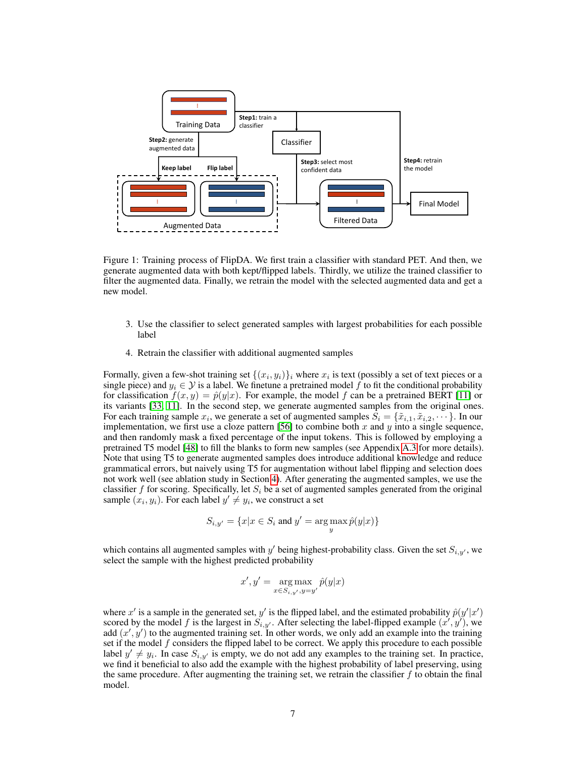Figure 1: Training process of FlipDA. We first train a classifier with standard PET. And then, we generate augmented data with both kept/flipped labels. Thirdly, we utilize the trained classifier to filter the augmented data. Finally, we retrain the model with the selected augmented data and get a new model.

3. Use the classifier to select generated samples with largest probabilities for each possible label
4. Retrain the classifier with additional augmented samples

Formally, given a few-shot training set $\{(x_i, y_i)\}_i$ where $x_i$ is text (possibly a set of text pieces or a single piece) and $y_i \in \mathcal{Y}$ is a label. We finetune a pretrained model $f$ to fit the conditional probability for classification $f(x, y) = \hat{p}(y|x)$. For example, the model $f$ can be a pretrained BERT [11] or its variants [33, 11]. In the second step, we generate augmented samples from the original ones. For each training sample $x_i$, we generate a set of augmented samples $S_i = \{\tilde{x}_{i,1}, \tilde{x}_{i,2}, \cdots\}$. In our implementation, we first use a cloze pattern [56] to combine both $x$ and $y$ into a single sequence, and then randomly mask a fixed percentage of the input tokens. This is followed by employing a pretrained T5 model [48] to fill the blanks to form new samples (see Appendix A.3 for more details). Note that using T5 to generate augmented samples does introduce additional knowledge and reduce grammatical errors, but naively using T5 for augmentation without label flipping and selection does not work well (see ablation study in Section 4). After generating the augmented samples, we use the classifier $f$ for scoring. Specifically, let $S_i$ be a set of augmented samples generated from the original sample $(x_i, y_i)$. For each label $y' \neq y_i$, we construct a set

$$S_{i,y'} = \{x | x \in S_i \text{ and } y' = \arg\max_y \hat{p}(y|x)\}$$

which contains all augmented samples with $y'$ being highest-probability class. Given the set $S_{i,y'}$, we select the sample with the highest predicted probability

$$x', y' = \underset{x \in S_{i,y'}, y = y'}{\arg\max} \hat{p}(y|x)$$

where $x'$ is a sample in the generated set, $y'$ is the flipped label, and the estimated probability $\hat{p}(y'|x')$ scored by the model $f$ is the largest in $S_{i,y'}$. After selecting the label-flipped example $(x', y')$, we add $(x', y')$ to the augmented training set. In other words, we only add an example into the training set if the model $f$ considers the flipped label to be correct. We apply this procedure to each possible label $y' \neq y_i$. In case $S_{i,y'}$ is empty, we do not add any examples to the training set. In practice, we find it beneficial to also add the example with the highest probability of label preserving, using the same procedure. After augmenting the training set, we retrain the classifier $f$ to obtain the final model.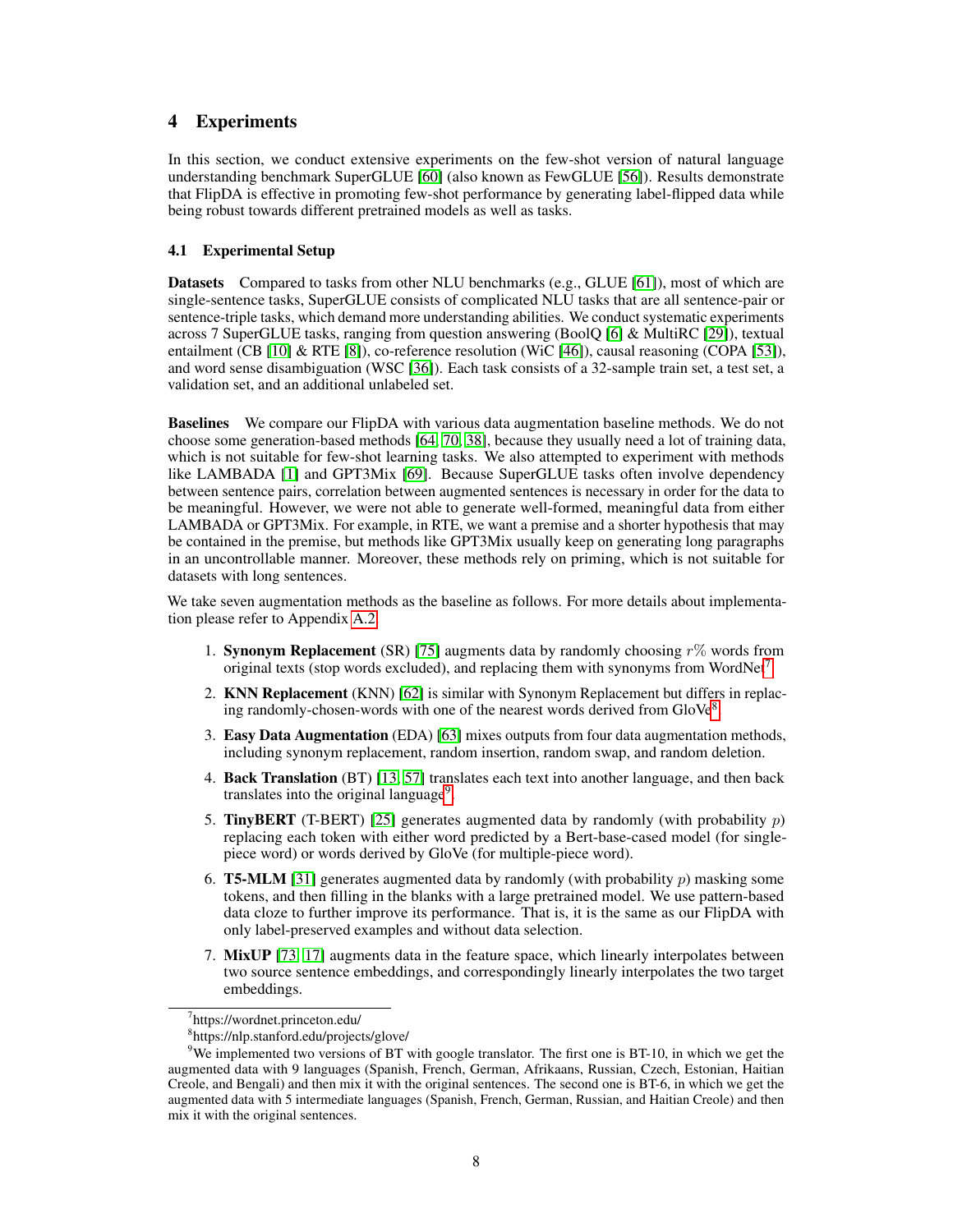## 4 Experiments

In this section, we conduct extensive experiments on the few-shot version of natural language understanding benchmark SuperGLUE [60] (also known as FewGLUE [56]). Results demonstrate that FlipDA is effective in promoting few-shot performance by generating label-flipped data while being robust towards different pretrained models as well as tasks.

### 4.1 Experimental Setup

**Datasets** Compared to tasks from other NLU benchmarks (e.g., GLUE [61]), most of which are single-sentence tasks, SuperGLUE consists of complicated NLU tasks that are all sentence-pair or sentence-triple tasks, which demand more understanding abilities. We conduct systematic experiments across 7 SuperGLUE tasks, ranging from question answering (BoolQ [6] & MultiRC [29]), textual entailment (CB [10] & RTE [8]), co-reference resolution (WiC [46]), causal reasoning (COPA [53]), and word sense disambiguation (WSC [36]). Each task consists of a 32-sample train set, a test set, a validation set, and an additional unlabeled set.

**Baselines** We compare our FlipDA with various data augmentation baseline methods. We do not choose some generation-based methods [64, 70, 38], because they usually need a lot of training data, which is not suitable for few-shot learning tasks. We also attempted to experiment with methods like LAMBADA [1] and GPT3Mix [69]. Because SuperGLUE tasks often involve dependency between sentence pairs, correlation between augmented sentences is necessary in order for the data to be meaningful. However, we were not able to generate well-formed, meaningful data from either LAMBADA or GPT3Mix. For example, in RTE, we want a premise and a shorter hypothesis that may be contained in the premise, but methods like GPT3Mix usually keep on generating long paragraphs in an uncontrollable manner. Moreover, these methods rely on priming, which is not suitable for datasets with long sentences.

We take seven augmentation methods as the baseline as follows. For more details about implementation please refer to Appendix A.2.

1. **Synonym Replacement** (SR) [75] augments data by randomly choosing $r\%$ words from original texts (stop words excluded), and replacing them with synonyms from WordNet[7].
2. **KNN Replacement** (KNN) [62] is similar with Synonym Replacement but differs in replacing randomly-chosen-words with one of the nearest words derived from GloVe[8].
3. **Easy Data Augmentation** (EDA) [63] mixes outputs from four data augmentation methods, including synonym replacement, random insertion, random swap, and random deletion.
4. **Back Translation** (BT) [13, 57] translates each text into another language, and then back translates into the original language[9].
5. **TinyBERT** (T-BERT) [25] generates augmented data by randomly (with probability $p$) replacing each token with either word predicted by a Bert-base-cased model (for single-piece word) or words derived by GloVe (for multiple-piece word).
6. **T5-MLM** [31] generates augmented data by randomly (with probability $p$) masking some tokens, and then filling in the blanks with a large pretrained model. We use pattern-based data cloze to further improve its performance. That is, it is the same as our FlipDA with only label-preserved examples and without data selection.
7. **MixUP** [73, 17] augments data in the feature space, which linearly interpolates between two source sentence embeddings, and correspondingly linearly interpolates the two target embeddings.

[7] https://wordnet.princeton.edu/

[8] https://nlp.stanford.edu/projects/glove/

[9] We implemented two versions of BT with google translator. The first one is BT-10, in which we get the augmented data with 9 languages (Spanish, French, German, Afrikaans, Russian, Czech, Estonian, Haitian Creole, and Bengali) and then mix it with the original sentences. The second one is BT-6, in which we get the augmented data with 5 intermediate languages (Spanish, French, German, Russian, and Haitian Creole) and then mix it with the original sentences.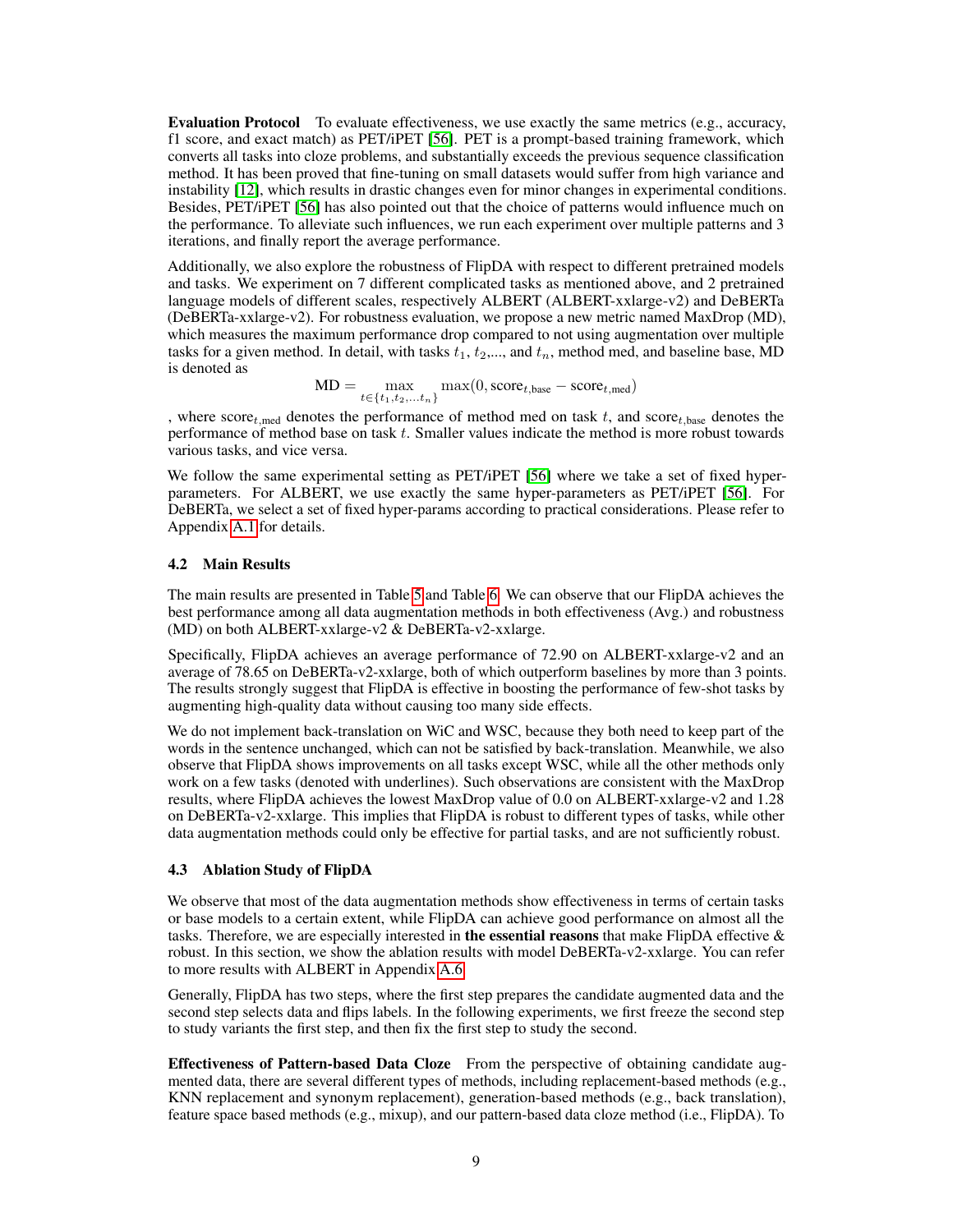**Evaluation Protocol** To evaluate effectiveness, we use exactly the same metrics (e.g., accuracy, f1 score, and exact match) as PET/iPET [56]. PET is a prompt-based training framework, which converts all tasks into cloze problems, and substantially exceeds the previous sequence classification method. It has been proved that fine-tuning on small datasets would suffer from high variance and instability [12], which results in drastic changes even for minor changes in experimental conditions. Besides, PET/iPET [56] has also pointed out that the choice of patterns would influence much on the performance. To alleviate such influences, we run each experiment over multiple patterns and 3 iterations, and finally report the average performance.

Additionally, we also explore the robustness of FlipDA with respect to different pretrained models and tasks. We experiment on 7 different complicated tasks as mentioned above, and 2 pretrained language models of different scales, respectively ALBERT (ALBERT-xxlarge-v2) and DeBERTa (DeBERTa-xxlarge-v2). For robustness evaluation, we propose a new metric named MaxDrop (MD), which measures the maximum performance drop compared to not using augmentation over multiple tasks for a given method. In detail, with tasks $t_1$, $t_2$,..., and $t_n$, method med, and baseline base, MD is denoted as

$$\text{MD} = \max_{t \in \{t_1, t_2, \ldots t_n\}} \max(0, \text{score}_{t,\text{base}} - \text{score}_{t,\text{med}})$$

, where $\text{score}_{t,\text{med}}$ denotes the performance of method med on task $t$, and $\text{score}_{t,\text{base}}$ denotes the performance of method base on task $t$. Smaller values indicate the method is more robust towards various tasks, and vice versa.

We follow the same experimental setting as PET/iPET [56] where we take a set of fixed hyper-parameters. For ALBERT, we use exactly the same hyper-parameters as PET/iPET [56]. For DeBERTa, we select a set of fixed hyper-params according to practical considerations. Please refer to Appendix A.1 for details.

### 4.2 Main Results

The main results are presented in Table 5 and Table 6. We can observe that our FlipDA achieves the best performance among all data augmentation methods in both effectiveness (Avg.) and robustness (MD) on both ALBERT-xxlarge-v2 & DeBERTa-v2-xxlarge.

Specifically, FlipDA achieves an average performance of 72.90 on ALBERT-xxlarge-v2 and an average of 78.65 on DeBERTa-v2-xxlarge, both of which outperform baselines by more than 3 points. The results strongly suggest that FlipDA is effective in boosting the performance of few-shot tasks by augmenting high-quality data without causing too many side effects.

We do not implement back-translation on WiC and WSC, because they both need to keep part of the words in the sentence unchanged, which can not be satisfied by back-translation. Meanwhile, we also observe that FlipDA shows improvements on all tasks except WSC, while all the other methods only work on a few tasks (denoted with underlines). Such observations are consistent with the MaxDrop results, where FlipDA achieves the lowest MaxDrop value of 0.0 on ALBERT-xxlarge-v2 and 1.28 on DeBERTa-v2-xxlarge. This implies that FlipDA is robust to different types of tasks, while other data augmentation methods could only be effective for partial tasks, and are not sufficiently robust.

### 4.3 Ablation Study of FlipDA

We observe that most of the data augmentation methods show effectiveness in terms of certain tasks or base models to a certain extent, while FlipDA can achieve good performance on almost all the tasks. Therefore, we are especially interested in **the essential reasons** that make FlipDA effective & robust. In this section, we show the ablation results with model DeBERTa-v2-xxlarge. You can refer to more results with ALBERT in Appendix A.6.

Generally, FlipDA has two steps, where the first step prepares the candidate augmented data and the second step selects data and flips labels. In the following experiments, we first freeze the second step to study variants the first step, and then fix the first step to study the second.

**Effectiveness of Pattern-based Data Cloze** From the perspective of obtaining candidate augmented data, there are several different types of methods, including replacement-based methods (e.g., KNN replacement and synonym replacement), generation-based methods (e.g., back translation), feature space based methods (e.g., mixup), and our pattern-based data cloze method (i.e., FlipDA). To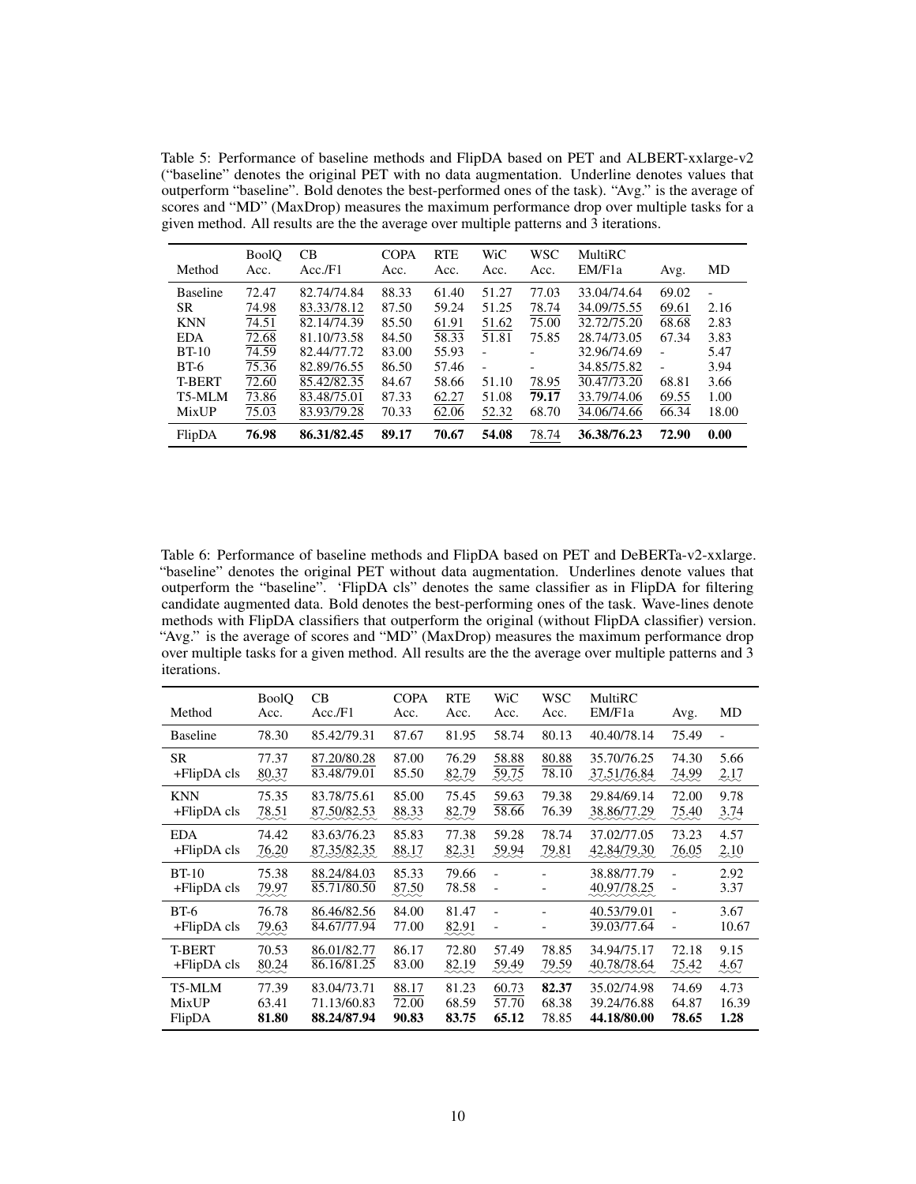Table 5: Performance of baseline methods and FlipDA based on PET and ALBERT-xxlarge-v2 ("baseline" denotes the original PET with no data augmentation. Underline denotes values that outperform "baseline". Bold denotes the best-performed ones of the task). "Avg." is the average of scores and "MD" (MaxDrop) measures the maximum performance drop over multiple tasks for a given method. All results are the the average over multiple patterns and 3 iterations.

| Method | BoolQ Acc. | CB Acc./F1 | COPA Acc. | RTE Acc. | WiC Acc. | WSC Acc. | MultiRC EM/F1a | Avg. | MD |
|---|---|---|---|---|---|---|---|---|---|
| Baseline | 72.47 | 82.74/74.84 | 88.33 | 61.40 | 51.27 | 77.03 | 33.04/74.64 | 69.02 | - |
| SR | 74.98 | 83.33/78.12 | 87.50 | 59.24 | 51.25 | 78.74 | 34.09/75.55 | 69.61 | 2.16 |
| KNN | 74.51 | 82.14/74.39 | 85.50 | 61.91 | 51.62 | 75.00 | 32.72/75.20 | 68.68 | 2.83 |
| EDA | 72.68 | 81.10/73.58 | 84.50 | 58.33 | 51.81 | 75.85 | 28.74/73.05 | 67.34 | 3.83 |
| BT-10 | 74.59 | 82.44/77.72 | 83.00 | 55.93 | - | - | 32.96/74.69 | - | 5.47 |
| BT-6 | 75.36 | 82.89/76.55 | 86.50 | 57.46 | - | - | 34.85/75.82 | - | 3.94 |
| T-BERT | 72.60 | 85.42/82.35 | 84.67 | 58.66 | 51.10 | 78.95 | 30.47/73.20 | 68.81 | 3.66 |
| T5-MLM | 73.86 | 83.48/75.01 | 87.33 | 62.27 | 51.08 | **79.17** | 33.79/74.06 | 69.55 | 1.00 |
| MixUP | 75.03 | 83.93/79.28 | 70.33 | 62.06 | 52.32 | 68.70 | 34.06/74.66 | 66.34 | 18.00 |
| FlipDA | **76.98** | **86.31/82.45** | **89.17** | **70.67** | **54.08** | 78.74 | **36.38/76.23** | **72.90** | **0.00** |

Table 6: Performance of baseline methods and FlipDA based on PET and DeBERTa-v2-xxlarge. "baseline" denotes the original PET without data augmentation. Underlines denote values that outperform the "baseline". 'FlipDA cls" denotes the same classifier as in FlipDA for filtering candidate augmented data. Bold denotes the best-performing ones of the task. Wave-lines denote methods with FlipDA classifiers that outperform the original (without FlipDA classifier) version. "Avg." is the average of scores and "MD" (MaxDrop) measures the maximum performance drop over multiple tasks for a given method. All results are the the average over multiple patterns and 3 iterations.

| Method | BoolQ Acc. | CB Acc./F1 | COPA Acc. | RTE Acc. | WiC Acc. | WSC Acc. | MultiRC EM/F1a | Avg. | MD |
|---|---|---|---|---|---|---|---|---|---|
| Baseline | 78.30 | 85.42/79.31 | 87.67 | 81.95 | 58.74 | 80.13 | 40.40/78.14 | 75.49 | - |
| SR | 77.37 | 87.20/80.28 | 87.00 | 76.29 | 58.88 | 80.88 | 35.70/76.25 | 74.30 | 5.66 |
| +FlipDA cls | 80.37 | 83.48/79.01 | 85.50 | 82.79 | 59.75 | 78.10 | 37.51/76.84 | 74.99 | 2.17 |
| KNN | 75.35 | 83.78/75.61 | 85.00 | 75.45 | 59.63 | 79.38 | 29.84/69.14 | 72.00 | 9.78 |
| +FlipDA cls | 78.51 | 87.50/82.53 | 88.33 | 82.79 | 58.66 | 76.39 | 38.86/77.29 | 75.40 | 3.74 |
| EDA | 74.42 | 83.63/76.23 | 85.83 | 77.38 | 59.28 | 78.74 | 37.02/77.05 | 73.23 | 4.57 |
| +FlipDA cls | 76.20 | 87.35/82.35 | 88.17 | 82.31 | 59.94 | 79.81 | 42.84/79.30 | 76.05 | 2.10 |
| BT-10 | 75.38 | 88.24/84.03 | 85.33 | 79.66 | - | - | 38.88/77.79 | - | 2.92 |
| +FlipDA cls | 79.97 | 85.71/80.50 | 87.50 | 78.58 | - | - | 40.97/78.25 | - | 3.37 |
| BT-6 | 76.78 | 86.46/82.56 | 84.00 | 81.47 | - | - | 40.53/79.01 | - | 3.67 |
| +FlipDA cls | 79.63 | 84.67/77.94 | 77.00 | 82.91 | - | - | 39.03/77.64 | - | 10.67 |
| T-BERT | 70.53 | 86.01/82.77 | 86.17 | 72.80 | 57.49 | 78.85 | 34.94/75.17 | 72.18 | 9.15 |
| +FlipDA cls | 80.24 | 86.16/81.25 | 83.00 | 82.19 | 59.49 | 79.59 | 40.78/78.64 | 75.42 | 4.67 |
| T5-MLM | 77.39 | 83.04/73.71 | 88.17 | 81.23 | 60.73 | **82.37** | 35.02/74.98 | 74.69 | 4.73 |
| MixUP | 63.41 | 71.13/60.83 | 72.00 | 68.59 | 57.70 | 68.38 | 39.24/76.88 | 64.87 | 16.39 |
| FlipDA | **81.80** | **88.24/87.94** | **90.83** | **83.75** | **65.12** | 78.85 | **44.18/80.00** | **78.65** | **1.28** |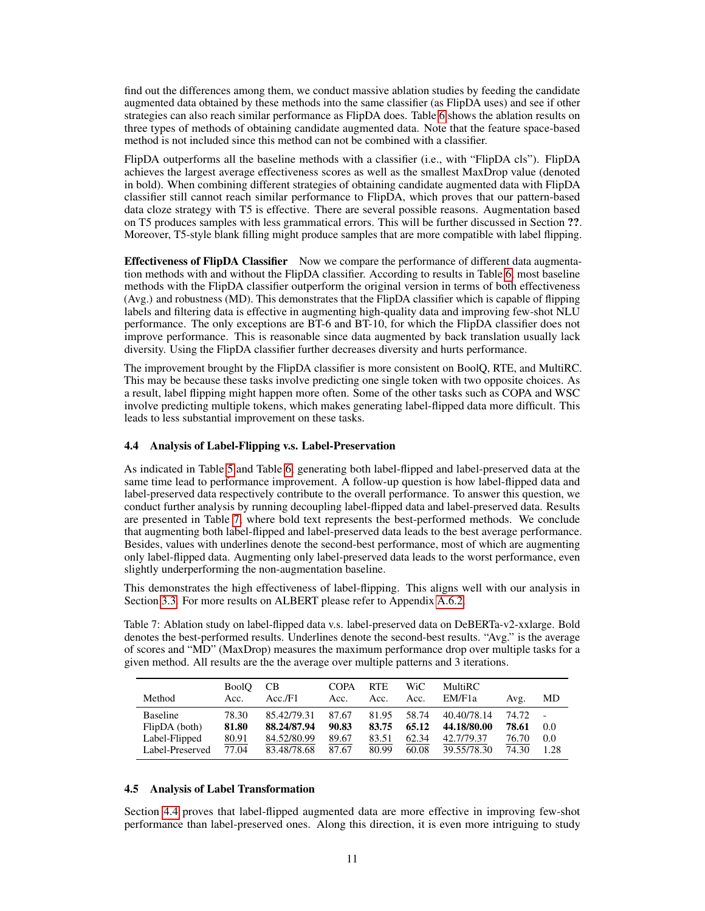find out the differences among them, we conduct massive ablation studies by feeding the candidate augmented data obtained by these methods into the same classifier (as FlipDA uses) and see if other strategies can also reach similar performance as FlipDA does. Table 6 shows the ablation results on three types of methods of obtaining candidate augmented data. Note that the feature space-based method is not included since this method can not be combined with a classifier.

FlipDA outperforms all the baseline methods with a classifier (i.e., with "FlipDA cls"). FlipDA achieves the largest average effectiveness scores as well as the smallest MaxDrop value (denoted in bold). When combining different strategies of obtaining candidate augmented data with FlipDA classifier still cannot reach similar performance to FlipDA, which proves that our pattern-based data cloze strategy with T5 is effective. There are several possible reasons. Augmentation based on T5 produces samples with less grammatical errors. This will be further discussed in Section **??**. Moreover, T5-style blank filling might produce samples that are more compatible with label flipping.

**Effectiveness of FlipDA Classifier** Now we compare the performance of different data augmentation methods with and without the FlipDA classifier. According to results in Table 6, most baseline methods with the FlipDA classifier outperform the original version in terms of both effectiveness (Avg.) and robustness (MD). This demonstrates that the FlipDA classifier which is capable of flipping labels and filtering data is effective in augmenting high-quality data and improving few-shot NLU performance. The only exceptions are BT-6 and BT-10, for which the FlipDA classifier does not improve performance. This is reasonable since data augmented by back translation usually lack diversity. Using the FlipDA classifier further decreases diversity and hurts performance.

The improvement brought by the FlipDA classifier is more consistent on BoolQ, RTE, and MultiRC. This may be because these tasks involve predicting one single token with two opposite choices. As a result, label flipping might happen more often. Some of the other tasks such as COPA and WSC involve predicting multiple tokens, which makes generating label-flipped data more difficult. This leads to less substantial improvement on these tasks.

### 4.4 Analysis of Label-Flipping v.s. Label-Preservation

As indicated in Table 5 and Table 6, generating both label-flipped and label-preserved data at the same time lead to performance improvement. A follow-up question is how label-flipped data and label-preserved data respectively contribute to the overall performance. To answer this question, we conduct further analysis by running decoupling label-flipped data and label-preserved data. Results are presented in Table 7, where bold text represents the best-performed methods. We conclude that augmenting both label-flipped and label-preserved data leads to the best average performance. Besides, values with underlines denote the second-best performance, most of which are augmenting only label-flipped data. Augmenting only label-preserved data leads to the worst performance, even slightly underperforming the non-augmentation baseline.

This demonstrates the high effectiveness of label-flipping. This aligns well with our analysis in Section 3.3. For more results on ALBERT please refer to Appendix A.6.2.

Table 7: Ablation study on label-flipped data v.s. label-preserved data on DeBERTa-v2-xxlarge. Bold denotes the best-performed results. Underlines denote the second-best results. "Avg." is the average of scores and "MD" (MaxDrop) measures the maximum performance drop over multiple tasks for a given method. All results are the the average over multiple patterns and 3 iterations.

| Method | BoolQ Acc. | CB Acc./F1 | COPA Acc. | RTE Acc. | WiC Acc. | MultiRC EM/F1a | Avg. | MD |
|---|---|---|---|---|---|---|---|---|
| Baseline | 78.30 | 85.42/79.31 | 87.67 | 81.95 | 58.74 | 40.40/78.14 | 74.72 | - |
| FlipDA (both) | **81.80** | **88.24/87.94** | **90.83** | **83.75** | **65.12** | **44.18/80.00** | **78.61** | 0.0 |
| Label-Flipped | <u>80.91</u> | <u>84.52/80.99</u> | <u>89.67</u> | <u>83.51</u> | <u>62.34</u> | <u>42.7/79.37</u> | <u>76.70</u> | 0.0 |
| Label-Preserved | 77.04 | 83.48/78.68 | 87.67 | 80.99 | 60.08 | 39.55/78.30 | 74.30 | 1.28 |

### 4.5 Analysis of Label Transformation

Section 4.4 proves that label-flipped augmented data are more effective in improving few-shot performance than label-preserved ones. Along this direction, it is even more intriguing to study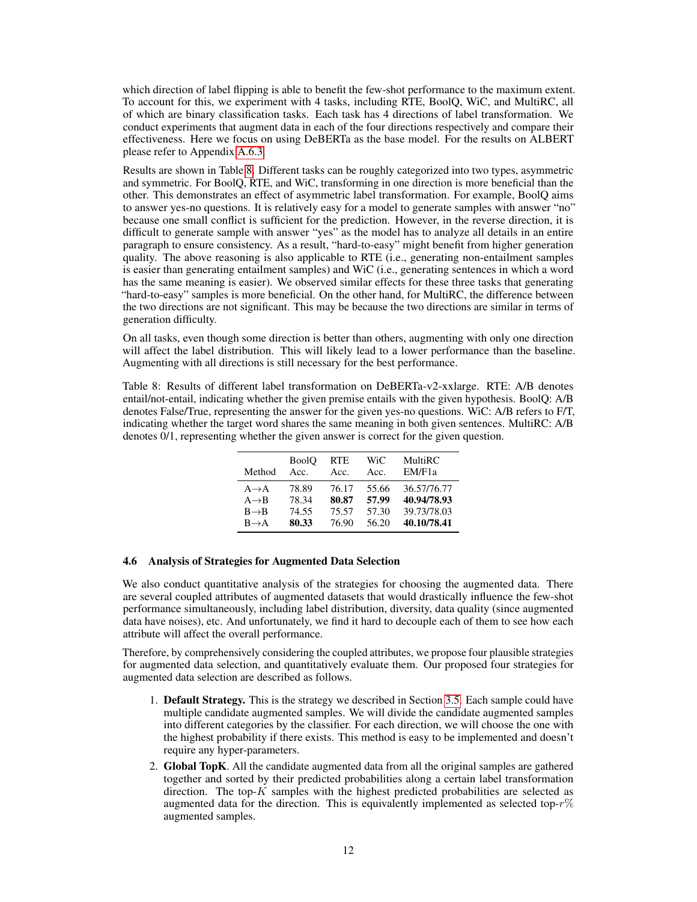which direction of label flipping is able to benefit the few-shot performance to the maximum extent. To account for this, we experiment with 4 tasks, including RTE, BoolQ, WiC, and MultiRC, all of which are binary classification tasks. Each task has 4 directions of label transformation. We conduct experiments that augment data in each of the four directions respectively and compare their effectiveness. Here we focus on using DeBERTa as the base model. For the results on ALBERT please refer to Appendix A.6.3.

Results are shown in Table 8. Different tasks can be roughly categorized into two types, asymmetric and symmetric. For BoolQ, RTE, and WiC, transforming in one direction is more beneficial than the other. This demonstrates an effect of asymmetric label transformation. For example, BoolQ aims to answer yes-no questions. It is relatively easy for a model to generate samples with answer "no" because one small conflict is sufficient for the prediction. However, in the reverse direction, it is difficult to generate sample with answer "yes" as the model has to analyze all details in an entire paragraph to ensure consistency. As a result, "hard-to-easy" might benefit from higher generation quality. The above reasoning is also applicable to RTE (i.e., generating non-entailment samples is easier than generating entailment samples) and WiC (i.e., generating sentences in which a word has the same meaning is easier). We observed similar effects for these three tasks that generating "hard-to-easy" samples is more beneficial. On the other hand, for MultiRC, the difference between the two directions are not significant. This may be because the two directions are similar in terms of generation difficulty.

On all tasks, even though some direction is better than others, augmenting with only one direction will affect the label distribution. This will likely lead to a lower performance than the baseline. Augmenting with all directions is still necessary for the best performance.

Table 8: Results of different label transformation on DeBERTa-v2-xxlarge. RTE: A/B denotes entail/not-entail, indicating whether the given premise entails with the given hypothesis. BoolQ: A/B denotes False/True, representing the answer for the given yes-no questions. WiC: A/B refers to F/T, indicating whether the target word shares the same meaning in both given sentences. MultiRC: A/B denotes 0/1, representing whether the given answer is correct for the given question.

| Method | BoolQ Acc. | RTE Acc. | WiC Acc. | MultiRC EM/F1a |
|---|---|---|---|---|
| A→A | 78.89 | 76.17 | 55.66 | 36.57/76.77 |
| A→B | 78.34 | **80.87** | **57.99** | **40.94/78.93** |
| B→B | 74.55 | 75.57 | 57.30 | 39.73/78.03 |
| B→A | **80.33** | 76.90 | 56.20 | **40.10/78.41** |

### 4.6 Analysis of Strategies for Augmented Data Selection

We also conduct quantitative analysis of the strategies for choosing the augmented data. There are several coupled attributes of augmented datasets that would drastically influence the few-shot performance simultaneously, including label distribution, diversity, data quality (since augmented data have noises), etc. And unfortunately, we find it hard to decouple each of them to see how each attribute will affect the overall performance.

Therefore, by comprehensively considering the coupled attributes, we propose four plausible strategies for augmented data selection, and quantitatively evaluate them. Our proposed four strategies for augmented data selection are described as follows.

1. **Default Strategy.** This is the strategy we described in Section 3.5. Each sample could have multiple candidate augmented samples. We will divide the candidate augmented samples into different categories by the classifier. For each direction, we will choose the one with the highest probability if there exists. This method is easy to be implemented and doesn't require any hyper-parameters.
2. **Global TopK**. All the candidate augmented data from all the original samples are gathered together and sorted by their predicted probabilities along a certain label transformation direction. The top-$K$ samples with the highest predicted probabilities are selected as augmented data for the direction. This is equivalently implemented as selected top-$r\%$ augmented samples.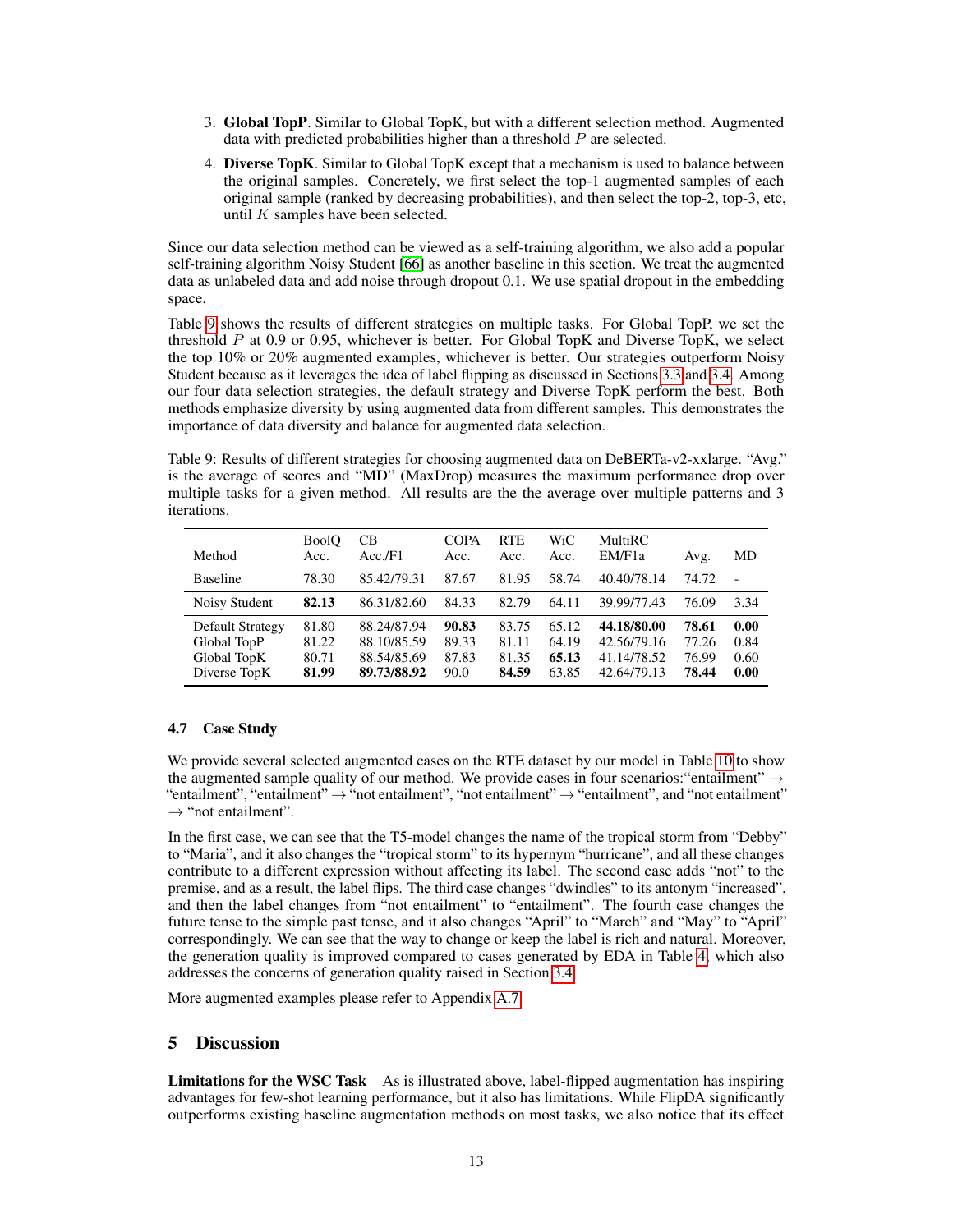3. **Global TopP**. Similar to Global TopK, but with a different selection method. Augmented data with predicted probabilities higher than a threshold $P$ are selected.
4. **Diverse TopK**. Similar to Global TopK except that a mechanism is used to balance between the original samples. Concretely, we first select the top-1 augmented samples of each original sample (ranked by decreasing probabilities), and then select the top-2, top-3, etc, until $K$ samples have been selected.

Since our data selection method can be viewed as a self-training algorithm, we also add a popular self-training algorithm Noisy Student [66] as another baseline in this section. We treat the augmented data as unlabeled data and add noise through dropout 0.1. We use spatial dropout in the embedding space.

Table 9 shows the results of different strategies on multiple tasks. For Global TopP, we set the threshold $P$ at 0.9 or 0.95, whichever is better. For Global TopK and Diverse TopK, we select the top 10% or 20% augmented examples, whichever is better. Our strategies outperform Noisy Student because as it leverages the idea of label flipping as discussed in Sections 3.3 and 3.4. Among our four data selection strategies, the default strategy and Diverse TopK perform the best. Both methods emphasize diversity by using augmented data from different samples. This demonstrates the importance of data diversity and balance for augmented data selection.

Table 9: Results of different strategies for choosing augmented data on DeBERTa-v2-xxlarge. "Avg." is the average of scores and "MD" (MaxDrop) measures the maximum performance drop over multiple tasks for a given method. All results are the the average over multiple patterns and 3 iterations.

| Method | BoolQ Acc. | CB Acc./F1 | COPA Acc. | RTE Acc. | WiC Acc. | MultiRC EM/F1a | Avg. | MD |
|---|---|---|---|---|---|---|---|---|
| Baseline | 78.30 | 85.42/79.31 | 87.67 | 81.95 | 58.74 | 40.40/78.14 | 74.72 | - |
| Noisy Student | **82.13** | 86.31/82.60 | 84.33 | 82.79 | 64.11 | 39.99/77.43 | 76.09 | 3.34 |
| Default Strategy | 81.80 | 88.24/87.94 | **90.83** | 83.75 | 65.12 | **44.18/80.00** | **78.61** | **0.00** |
| Global TopP | 81.22 | 88.10/85.59 | 89.33 | 81.11 | 64.19 | 42.56/79.16 | 77.26 | 0.84 |
| Global TopK | 80.71 | 88.54/85.69 | 87.83 | 81.35 | **65.13** | 41.14/78.52 | 76.99 | 0.60 |
| Diverse TopK | **81.99** | **89.73/88.92** | 90.0 | **84.59** | 63.85 | 42.64/79.13 | **78.44** | **0.00** |

### 4.7 Case Study

We provide several selected augmented cases on the RTE dataset by our model in Table 10 to show the augmented sample quality of our method. We provide cases in four scenarios:"entailment" → "entailment", "entailment" → "not entailment", "not entailment" → "entailment", and "not entailment" → "not entailment".

In the first case, we can see that the T5-model changes the name of the tropical storm from "Debby" to "Maria", and it also changes the "tropical storm" to its hypernym "hurricane", and all these changes contribute to a different expression without affecting its label. The second case adds "not" to the premise, and as a result, the label flips. The third case changes "dwindles" to its antonym "increased", and then the label changes from "not entailment" to "entailment". The fourth case changes the future tense to the simple past tense, and it also changes "April" to "March" and "May" to "April" correspondingly. We can see that the way to change or keep the label is rich and natural. Moreover, the generation quality is improved compared to cases generated by EDA in Table 4, which also addresses the concerns of generation quality raised in Section 3.4.

More augmented examples please refer to Appendix A.7.

## 5 Discussion

**Limitations for the WSC Task** As is illustrated above, label-flipped augmentation has inspiring advantages for few-shot learning performance, but it also has limitations. While FlipDA significantly outperforms existing baseline augmentation methods on most tasks, we also notice that its effect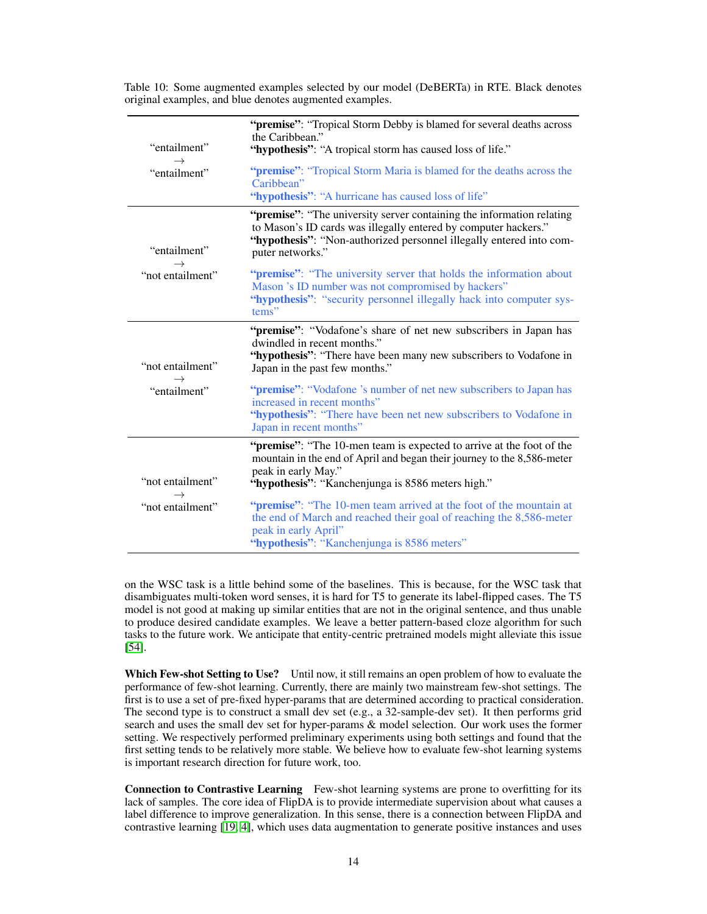Table 10: Some augmented examples selected by our model (DeBERTa) in RTE. Black denotes original examples, and blue denotes augmented examples.

| | |
|---|---|
| "entailment" → "entailment" | **"premise"**: "Tropical Storm Debby is blamed for several deaths across the Caribbean." **"hypothesis"**: "A tropical storm has caused loss of life." <br><br> **"premise"**: "Tropical Storm Maria is blamed for the deaths across the Caribbean" **"hypothesis"**: "A hurricane has caused loss of life" |
| "entailment" → "not entailment" | **"premise"**: "The university server containing the information relating to Mason's ID cards was illegally entered by computer hackers." **"hypothesis"**: "Non-authorized personnel illegally entered into computer networks." <br><br> **"premise"**: "The university server that holds the information about Mason 's ID number was not compromised by hackers" **"hypothesis"**: "security personnel illegally hack into computer systems" |
| "not entailment" → "entailment" | **"premise"**: "Vodafone's share of net new subscribers in Japan has dwindled in recent months." **"hypothesis"**: "There have been many new subscribers to Vodafone in Japan in the past few months." <br><br> **"premise"**: "Vodafone 's number of net new subscribers to Japan has increased in recent months" **"hypothesis"**: "There have been net new subscribers to Vodafone in Japan in recent months" |
| "not entailment" → "not entailment" | **"premise"**: "The 10-men team is expected to arrive at the foot of the mountain in the end of April and began their journey to the 8,586-meter peak in early May." **"hypothesis"**: "Kanchenjunga is 8586 meters high." <br><br> **"premise"**: "The 10-men team arrived at the foot of the mountain at the end of March and reached their goal of reaching the 8,586-meter peak in early April" **"hypothesis"**: "Kanchenjunga is 8586 meters" |

on the WSC task is a little behind some of the baselines. This is because, for the WSC task that disambiguates multi-token word senses, it is hard for T5 to generate its label-flipped cases. The T5 model is not good at making up similar entities that are not in the original sentence, and thus unable to produce desired candidate examples. We leave a better pattern-based cloze algorithm for such tasks to the future work. We anticipate that entity-centric pretrained models might alleviate this issue [54].

**Which Few-shot Setting to Use?** Until now, it still remains an open problem of how to evaluate the performance of few-shot learning. Currently, there are mainly two mainstream few-shot settings. The first is to use a set of pre-fixed hyper-params that are determined according to practical consideration. The second type is to construct a small dev set (e.g., a 32-sample-dev set). It then performs grid search and uses the small dev set for hyper-params & model selection. Our work uses the former setting. We respectively performed preliminary experiments using both settings and found that the first setting tends to be relatively more stable. We believe how to evaluate few-shot learning systems is important research direction for future work, too.

**Connection to Contrastive Learning** Few-shot learning systems are prone to overfitting for its lack of samples. The core idea of FlipDA is to provide intermediate supervision about what causes a label difference to improve generalization. In this sense, there is a connection between FlipDA and contrastive learning [19, 4], which uses data augmentation to generate positive instances and uses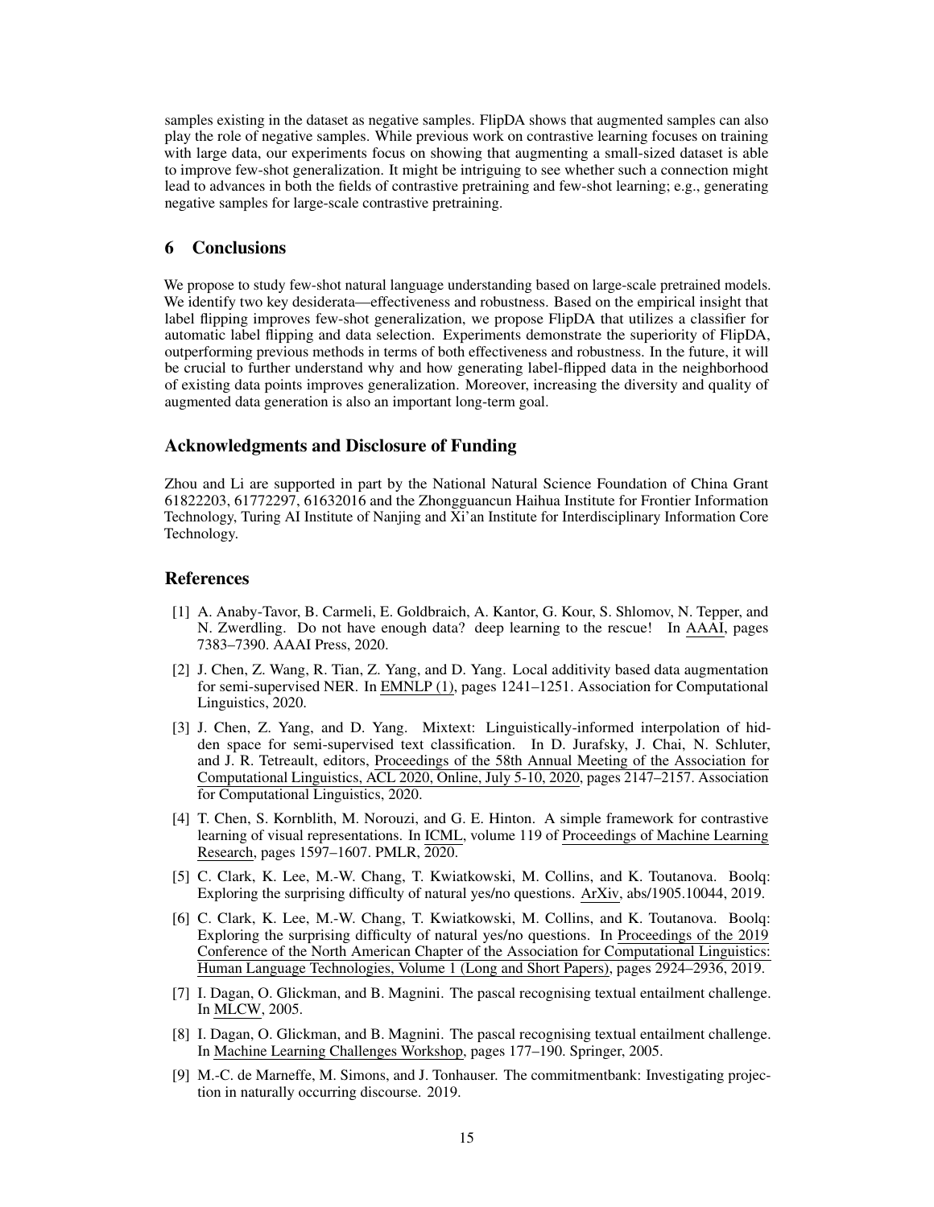samples existing in the dataset as negative samples. FlipDA shows that augmented samples can also play the role of negative samples. While previous work on contrastive learning focuses on training with large data, our experiments focus on showing that augmenting a small-sized dataset is able to improve few-shot generalization. It might be intriguing to see whether such a connection might lead to advances in both the fields of contrastive pretraining and few-shot learning; e.g., generating negative samples for large-scale contrastive pretraining.

## 6 Conclusions

We propose to study few-shot natural language understanding based on large-scale pretrained models. We identify two key desiderata—effectiveness and robustness. Based on the empirical insight that label flipping improves few-shot generalization, we propose FlipDA that utilizes a classifier for automatic label flipping and data selection. Experiments demonstrate the superiority of FlipDA, outperforming previous methods in terms of both effectiveness and robustness. In the future, it will be crucial to further understand why and how generating label-flipped data in the neighborhood of existing data points improves generalization. Moreover, increasing the diversity and quality of augmented data generation is also an important long-term goal.

## Acknowledgments and Disclosure of Funding

Zhou and Li are supported in part by the National Natural Science Foundation of China Grant 61822203, 61772297, 61632016 and the Zhongguancun Haihua Institute for Frontier Information Technology, Turing AI Institute of Nanjing and Xi'an Institute for Interdisciplinary Information Core Technology.

## References

[1] A. Anaby-Tavor, B. Carmeli, E. Goldbraich, A. Kantor, G. Kour, S. Shlomov, N. Tepper, and N. Zwerdling. Do not have enough data? deep learning to the rescue! In AAAI, pages 7383–7390. AAAI Press, 2020.

[2] J. Chen, Z. Wang, R. Tian, Z. Yang, and D. Yang. Local additivity based data augmentation for semi-supervised NER. In EMNLP (1), pages 1241–1251. Association for Computational Linguistics, 2020.

[3] J. Chen, Z. Yang, and D. Yang. Mixtext: Linguistically-informed interpolation of hidden space for semi-supervised text classification. In D. Jurafsky, J. Chai, N. Schluter, and J. R. Tetreault, editors, Proceedings of the 58th Annual Meeting of the Association for Computational Linguistics, ACL 2020, Online, July 5-10, 2020, pages 2147–2157. Association for Computational Linguistics, 2020.

[4] T. Chen, S. Kornblith, M. Norouzi, and G. E. Hinton. A simple framework for contrastive learning of visual representations. In ICML, volume 119 of Proceedings of Machine Learning Research, pages 1597–1607. PMLR, 2020.

[5] C. Clark, K. Lee, M.-W. Chang, T. Kwiatkowski, M. Collins, and K. Toutanova. Boolq: Exploring the surprising difficulty of natural yes/no questions. ArXiv, abs/1905.10044, 2019.

[6] C. Clark, K. Lee, M.-W. Chang, T. Kwiatkowski, M. Collins, and K. Toutanova. Boolq: Exploring the surprising difficulty of natural yes/no questions. In Proceedings of the 2019 Conference of the North American Chapter of the Association for Computational Linguistics: Human Language Technologies, Volume 1 (Long and Short Papers), pages 2924–2936, 2019.

[7] I. Dagan, O. Glickman, and B. Magnini. The pascal recognising textual entailment challenge. In MLCW, 2005.

[8] I. Dagan, O. Glickman, and B. Magnini. The pascal recognising textual entailment challenge. In Machine Learning Challenges Workshop, pages 177–190. Springer, 2005.

[9] M.-C. de Marneffe, M. Simons, and J. Tonhauser. The commitmentbank: Investigating projection in naturally occurring discourse. 2019.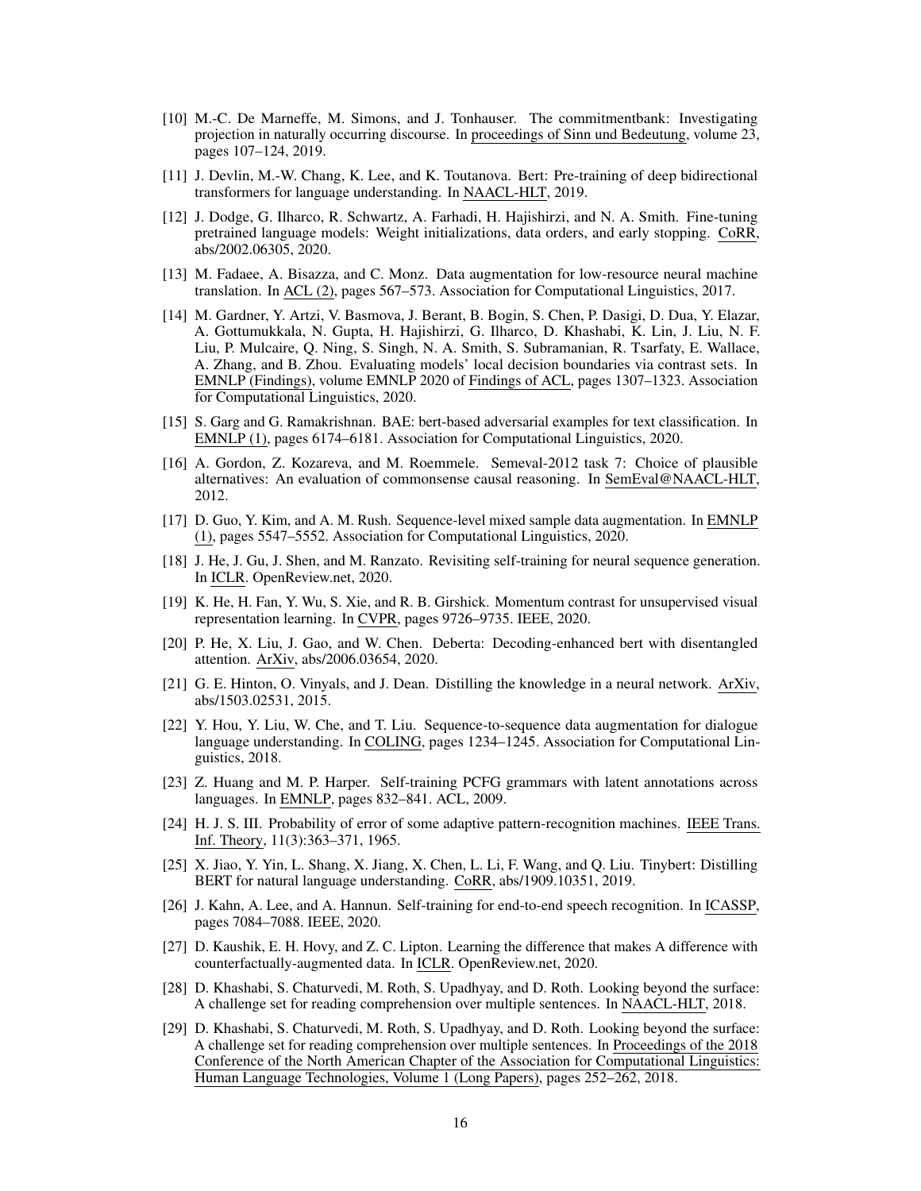[10] M.-C. De Marneffe, M. Simons, and J. Tonhauser. The commitmentbank: Investigating projection in naturally occurring discourse. In proceedings of Sinn und Bedeutung, volume 23, pages 107–124, 2019.

[11] J. Devlin, M.-W. Chang, K. Lee, and K. Toutanova. Bert: Pre-training of deep bidirectional transformers for language understanding. In NAACL-HLT, 2019.

[12] J. Dodge, G. Ilharco, R. Schwartz, A. Farhadi, H. Hajishirzi, and N. A. Smith. Fine-tuning pretrained language models: Weight initializations, data orders, and early stopping. CoRR, abs/2002.06305, 2020.

[13] M. Fadaee, A. Bisazza, and C. Monz. Data augmentation for low-resource neural machine translation. In ACL (2), pages 567–573. Association for Computational Linguistics, 2017.

[14] M. Gardner, Y. Artzi, V. Basmova, J. Berant, B. Bogin, S. Chen, P. Dasigi, D. Dua, Y. Elazar, A. Gottumukkala, N. Gupta, H. Hajishirzi, G. Ilharco, D. Khashabi, K. Lin, J. Liu, N. F. Liu, P. Mulcaire, Q. Ning, S. Singh, N. A. Smith, S. Subramanian, R. Tsarfaty, E. Wallace, A. Zhang, and B. Zhou. Evaluating models' local decision boundaries via contrast sets. In EMNLP (Findings), volume EMNLP 2020 of Findings of ACL, pages 1307–1323. Association for Computational Linguistics, 2020.

[15] S. Garg and G. Ramakrishnan. BAE: bert-based adversarial examples for text classification. In EMNLP (1), pages 6174–6181. Association for Computational Linguistics, 2020.

[16] A. Gordon, Z. Kozareva, and M. Roemmele. Semeval-2012 task 7: Choice of plausible alternatives: An evaluation of commonsense causal reasoning. In SemEval@NAACL-HLT, 2012.

[17] D. Guo, Y. Kim, and A. M. Rush. Sequence-level mixed sample data augmentation. In EMNLP (1), pages 5547–5552. Association for Computational Linguistics, 2020.

[18] J. He, J. Gu, J. Shen, and M. Ranzato. Revisiting self-training for neural sequence generation. In ICLR. OpenReview.net, 2020.

[19] K. He, H. Fan, Y. Wu, S. Xie, and R. B. Girshick. Momentum contrast for unsupervised visual representation learning. In CVPR, pages 9726–9735. IEEE, 2020.

[20] P. He, X. Liu, J. Gao, and W. Chen. Deberta: Decoding-enhanced bert with disentangled attention. ArXiv, abs/2006.03654, 2020.

[21] G. E. Hinton, O. Vinyals, and J. Dean. Distilling the knowledge in a neural network. ArXiv, abs/1503.02531, 2015.

[22] Y. Hou, Y. Liu, W. Che, and T. Liu. Sequence-to-sequence data augmentation for dialogue language understanding. In COLING, pages 1234–1245. Association for Computational Linguistics, 2018.

[23] Z. Huang and M. P. Harper. Self-training PCFG grammars with latent annotations across languages. In EMNLP, pages 832–841. ACL, 2009.

[24] H. J. S. III. Probability of error of some adaptive pattern-recognition machines. IEEE Trans. Inf. Theory, 11(3):363–371, 1965.

[25] X. Jiao, Y. Yin, L. Shang, X. Jiang, X. Chen, L. Li, F. Wang, and Q. Liu. Tinybert: Distilling BERT for natural language understanding. CoRR, abs/1909.10351, 2019.

[26] J. Kahn, A. Lee, and A. Hannun. Self-training for end-to-end speech recognition. In ICASSP, pages 7084–7088. IEEE, 2020.

[27] D. Kaushik, E. H. Hovy, and Z. C. Lipton. Learning the difference that makes A difference with counterfactually-augmented data. In ICLR. OpenReview.net, 2020.

[28] D. Khashabi, S. Chaturvedi, M. Roth, S. Upadhyay, and D. Roth. Looking beyond the surface: A challenge set for reading comprehension over multiple sentences. In NAACL-HLT, 2018.

[29] D. Khashabi, S. Chaturvedi, M. Roth, S. Upadhyay, and D. Roth. Looking beyond the surface: A challenge set for reading comprehension over multiple sentences. In Proceedings of the 2018 Conference of the North American Chapter of the Association for Computational Linguistics: Human Language Technologies, Volume 1 (Long Papers), pages 252–262, 2018.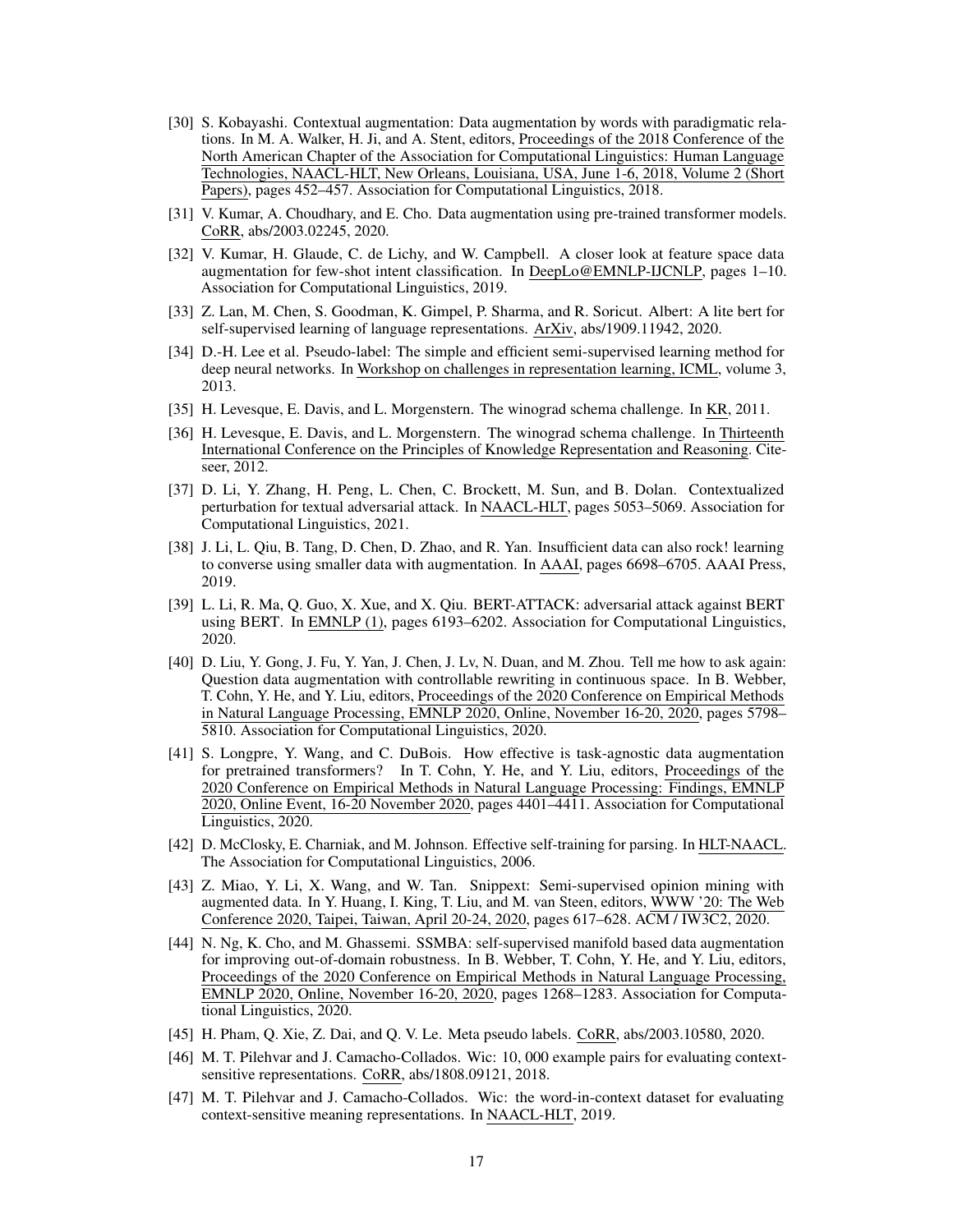- [30] S. Kobayashi. Contextual augmentation: Data augmentation by words with paradigmatic relations. In M. A. Walker, H. Ji, and A. Stent, editors, Proceedings of the 2018 Conference of the North American Chapter of the Association for Computational Linguistics: Human Language Technologies, NAACL-HLT, New Orleans, Louisiana, USA, June 1-6, 2018, Volume 2 (Short Papers), pages 452–457. Association for Computational Linguistics, 2018.
- [31] V. Kumar, A. Choudhary, and E. Cho. Data augmentation using pre-trained transformer models. CoRR, abs/2003.02245, 2020.
- [32] V. Kumar, H. Glaude, C. de Lichy, and W. Campbell. A closer look at feature space data augmentation for few-shot intent classification. In DeepLo@EMNLP-IJCNLP, pages 1–10. Association for Computational Linguistics, 2019.
- [33] Z. Lan, M. Chen, S. Goodman, K. Gimpel, P. Sharma, and R. Soricut. Albert: A lite bert for self-supervised learning of language representations. ArXiv, abs/1909.11942, 2020.
- [34] D.-H. Lee et al. Pseudo-label: The simple and efficient semi-supervised learning method for deep neural networks. In Workshop on challenges in representation learning, ICML, volume 3, 2013.
- [35] H. Levesque, E. Davis, and L. Morgenstern. The winograd schema challenge. In KR, 2011.
- [36] H. Levesque, E. Davis, and L. Morgenstern. The winograd schema challenge. In Thirteenth International Conference on the Principles of Knowledge Representation and Reasoning. Citeseer, 2012.
- [37] D. Li, Y. Zhang, H. Peng, L. Chen, C. Brockett, M. Sun, and B. Dolan. Contextualized perturbation for textual adversarial attack. In NAACL-HLT, pages 5053–5069. Association for Computational Linguistics, 2021.
- [38] J. Li, L. Qiu, B. Tang, D. Chen, D. Zhao, and R. Yan. Insufficient data can also rock! learning to converse using smaller data with augmentation. In AAAI, pages 6698–6705. AAAI Press, 2019.
- [39] L. Li, R. Ma, Q. Guo, X. Xue, and X. Qiu. BERT-ATTACK: adversarial attack against BERT using BERT. In EMNLP (1), pages 6193–6202. Association for Computational Linguistics, 2020.
- [40] D. Liu, Y. Gong, J. Fu, Y. Yan, J. Chen, J. Lv, N. Duan, and M. Zhou. Tell me how to ask again: Question data augmentation with controllable rewriting in continuous space. In B. Webber, T. Cohn, Y. He, and Y. Liu, editors, Proceedings of the 2020 Conference on Empirical Methods in Natural Language Processing, EMNLP 2020, Online, November 16-20, 2020, pages 5798–5810. Association for Computational Linguistics, 2020.
- [41] S. Longpre, Y. Wang, and C. DuBois. How effective is task-agnostic data augmentation for pretrained transformers? In T. Cohn, Y. He, and Y. Liu, editors, Proceedings of the 2020 Conference on Empirical Methods in Natural Language Processing: Findings, EMNLP 2020, Online Event, 16-20 November 2020, pages 4401–4411. Association for Computational Linguistics, 2020.
- [42] D. McClosky, E. Charniak, and M. Johnson. Effective self-training for parsing. In HLT-NAACL. The Association for Computational Linguistics, 2006.
- [43] Z. Miao, Y. Li, X. Wang, and W. Tan. Snippext: Semi-supervised opinion mining with augmented data. In Y. Huang, I. King, T. Liu, and M. van Steen, editors, WWW '20: The Web Conference 2020, Taipei, Taiwan, April 20-24, 2020, pages 617–628. ACM / IW3C2, 2020.
- [44] N. Ng, K. Cho, and M. Ghassemi. SSMBA: self-supervised manifold based data augmentation for improving out-of-domain robustness. In B. Webber, T. Cohn, Y. He, and Y. Liu, editors, Proceedings of the 2020 Conference on Empirical Methods in Natural Language Processing, EMNLP 2020, Online, November 16-20, 2020, pages 1268–1283. Association for Computational Linguistics, 2020.
- [45] H. Pham, Q. Xie, Z. Dai, and Q. V. Le. Meta pseudo labels. CoRR, abs/2003.10580, 2020.
- [46] M. T. Pilehvar and J. Camacho-Collados. Wic: 10, 000 example pairs for evaluating context-sensitive representations. CoRR, abs/1808.09121, 2018.
- [47] M. T. Pilehvar and J. Camacho-Collados. Wic: the word-in-context dataset for evaluating context-sensitive meaning representations. In NAACL-HLT, 2019.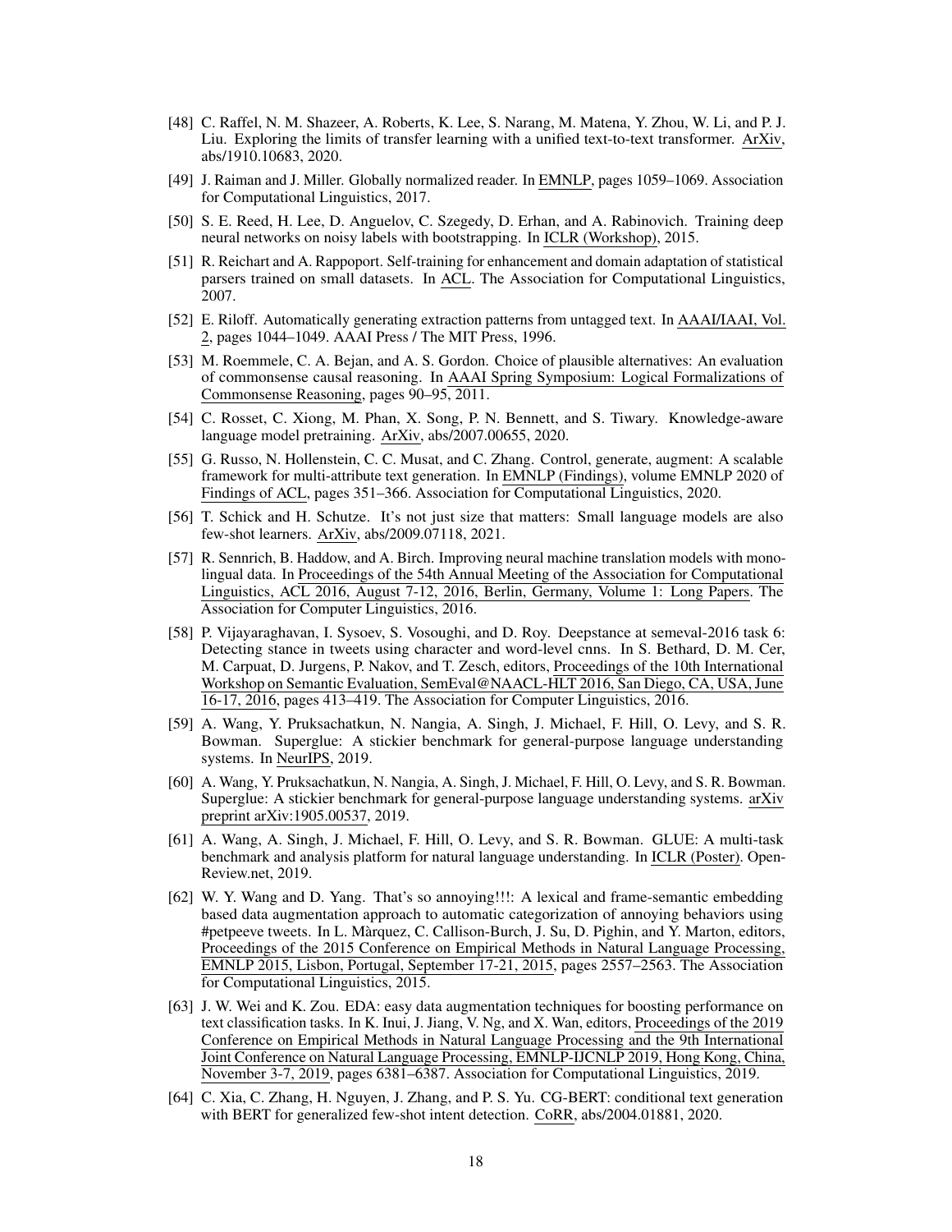[48] C. Raffel, N. M. Shazeer, A. Roberts, K. Lee, S. Narang, M. Matena, Y. Zhou, W. Li, and P. J. Liu. Exploring the limits of transfer learning with a unified text-to-text transformer. ArXiv, abs/1910.10683, 2020.

[49] J. Raiman and J. Miller. Globally normalized reader. In EMNLP, pages 1059–1069. Association for Computational Linguistics, 2017.

[50] S. E. Reed, H. Lee, D. Anguelov, C. Szegedy, D. Erhan, and A. Rabinovich. Training deep neural networks on noisy labels with bootstrapping. In ICLR (Workshop), 2015.

[51] R. Reichart and A. Rappoport. Self-training for enhancement and domain adaptation of statistical parsers trained on small datasets. In ACL. The Association for Computational Linguistics, 2007.

[52] E. Riloff. Automatically generating extraction patterns from untagged text. In AAAI/IAAI, Vol. 2, pages 1044–1049. AAAI Press / The MIT Press, 1996.

[53] M. Roemmele, C. A. Bejan, and A. S. Gordon. Choice of plausible alternatives: An evaluation of commonsense causal reasoning. In AAAI Spring Symposium: Logical Formalizations of Commonsense Reasoning, pages 90–95, 2011.

[54] C. Rosset, C. Xiong, M. Phan, X. Song, P. N. Bennett, and S. Tiwary. Knowledge-aware language model pretraining. ArXiv, abs/2007.00655, 2020.

[55] G. Russo, N. Hollenstein, C. C. Musat, and C. Zhang. Control, generate, augment: A scalable framework for multi-attribute text generation. In EMNLP (Findings), volume EMNLP 2020 of Findings of ACL, pages 351–366. Association for Computational Linguistics, 2020.

[56] T. Schick and H. Schutze. It's not just size that matters: Small language models are also few-shot learners. ArXiv, abs/2009.07118, 2021.

[57] R. Sennrich, B. Haddow, and A. Birch. Improving neural machine translation models with monolingual data. In Proceedings of the 54th Annual Meeting of the Association for Computational Linguistics, ACL 2016, August 7-12, 2016, Berlin, Germany, Volume 1: Long Papers. The Association for Computer Linguistics, 2016.

[58] P. Vijayaraghavan, I. Sysoev, S. Vosoughi, and D. Roy. Deepstance at semeval-2016 task 6: Detecting stance in tweets using character and word-level cnns. In S. Bethard, D. M. Cer, M. Carpuat, D. Jurgens, P. Nakov, and T. Zesch, editors, Proceedings of the 10th International Workshop on Semantic Evaluation, SemEval@NAACL-HLT 2016, San Diego, CA, USA, June 16-17, 2016, pages 413–419. The Association for Computer Linguistics, 2016.

[59] A. Wang, Y. Pruksachatkun, N. Nangia, A. Singh, J. Michael, F. Hill, O. Levy, and S. R. Bowman. Superglue: A stickier benchmark for general-purpose language understanding systems. In NeurIPS, 2019.

[60] A. Wang, Y. Pruksachatkun, N. Nangia, A. Singh, J. Michael, F. Hill, O. Levy, and S. R. Bowman. Superglue: A stickier benchmark for general-purpose language understanding systems. arXiv preprint arXiv:1905.00537, 2019.

[61] A. Wang, A. Singh, J. Michael, F. Hill, O. Levy, and S. R. Bowman. GLUE: A multi-task benchmark and analysis platform for natural language understanding. In ICLR (Poster). OpenReview.net, 2019.

[62] W. Y. Wang and D. Yang. That's so annoying!!!: A lexical and frame-semantic embedding based data augmentation approach to automatic categorization of annoying behaviors using #petpeeve tweets. In L. Màrquez, C. Callison-Burch, J. Su, D. Pighin, and Y. Marton, editors, Proceedings of the 2015 Conference on Empirical Methods in Natural Language Processing, EMNLP 2015, Lisbon, Portugal, September 17-21, 2015, pages 2557–2563. The Association for Computational Linguistics, 2015.

[63] J. W. Wei and K. Zou. EDA: easy data augmentation techniques for boosting performance on text classification tasks. In K. Inui, J. Jiang, V. Ng, and X. Wan, editors, Proceedings of the 2019 Conference on Empirical Methods in Natural Language Processing and the 9th International Joint Conference on Natural Language Processing, EMNLP-IJCNLP 2019, Hong Kong, China, November 3-7, 2019, pages 6381–6387. Association for Computational Linguistics, 2019.

[64] C. Xia, C. Zhang, H. Nguyen, J. Zhang, and P. S. Yu. CG-BERT: conditional text generation with BERT for generalized few-shot intent detection. CoRR, abs/2004.01881, 2020.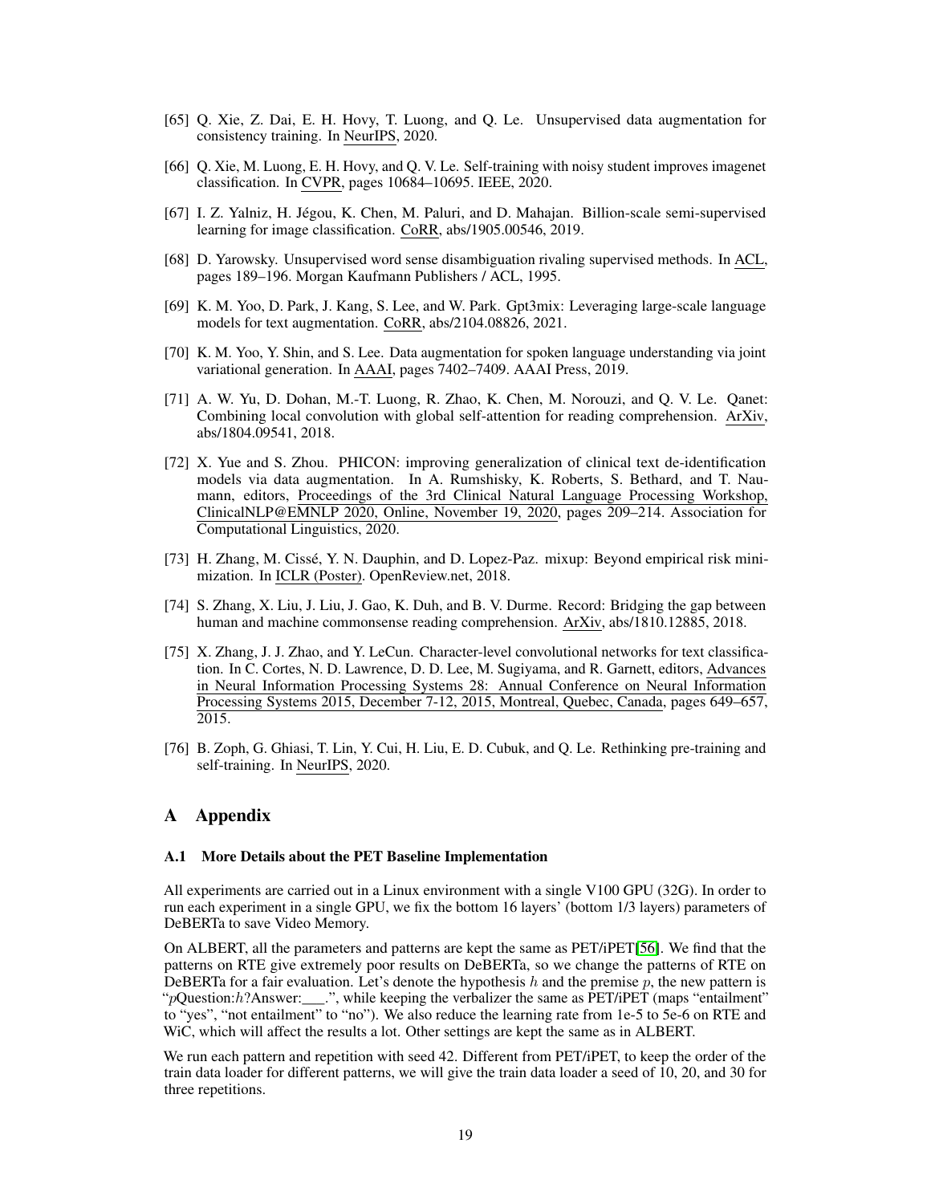[65] Q. Xie, Z. Dai, E. H. Hovy, T. Luong, and Q. Le. Unsupervised data augmentation for consistency training. In NeurIPS, 2020.

[66] Q. Xie, M. Luong, E. H. Hovy, and Q. V. Le. Self-training with noisy student improves imagenet classification. In CVPR, pages 10684–10695. IEEE, 2020.

[67] I. Z. Yalniz, H. Jégou, K. Chen, M. Paluri, and D. Mahajan. Billion-scale semi-supervised learning for image classification. CoRR, abs/1905.00546, 2019.

[68] D. Yarowsky. Unsupervised word sense disambiguation rivaling supervised methods. In ACL, pages 189–196. Morgan Kaufmann Publishers / ACL, 1995.

[69] K. M. Yoo, D. Park, J. Kang, S. Lee, and W. Park. Gpt3mix: Leveraging large-scale language models for text augmentation. CoRR, abs/2104.08826, 2021.

[70] K. M. Yoo, Y. Shin, and S. Lee. Data augmentation for spoken language understanding via joint variational generation. In AAAI, pages 7402–7409. AAAI Press, 2019.

[71] A. W. Yu, D. Dohan, M.-T. Luong, R. Zhao, K. Chen, M. Norouzi, and Q. V. Le. Qanet: Combining local convolution with global self-attention for reading comprehension. ArXiv, abs/1804.09541, 2018.

[72] X. Yue and S. Zhou. PHICON: improving generalization of clinical text de-identification models via data augmentation. In A. Rumshisky, K. Roberts, S. Bethard, and T. Naumann, editors, Proceedings of the 3rd Clinical Natural Language Processing Workshop, ClinicalNLP@EMNLP 2020, Online, November 19, 2020, pages 209–214. Association for Computational Linguistics, 2020.

[73] H. Zhang, M. Cissé, Y. N. Dauphin, and D. Lopez-Paz. mixup: Beyond empirical risk minimization. In ICLR (Poster). OpenReview.net, 2018.

[74] S. Zhang, X. Liu, J. Liu, J. Gao, K. Duh, and B. V. Durme. Record: Bridging the gap between human and machine commonsense reading comprehension. ArXiv, abs/1810.12885, 2018.

[75] X. Zhang, J. J. Zhao, and Y. LeCun. Character-level convolutional networks for text classification. In C. Cortes, N. D. Lawrence, D. D. Lee, M. Sugiyama, and R. Garnett, editors, Advances in Neural Information Processing Systems 28: Annual Conference on Neural Information Processing Systems 2015, December 7-12, 2015, Montreal, Quebec, Canada, pages 649–657, 2015.

[76] B. Zoph, G. Ghiasi, T. Lin, Y. Cui, H. Liu, E. D. Cubuk, and Q. Le. Rethinking pre-training and self-training. In NeurIPS, 2020.

# A Appendix

### A.1 More Details about the PET Baseline Implementation

All experiments are carried out in a Linux environment with a single V100 GPU (32G). In order to run each experiment in a single GPU, we fix the bottom 16 layers' (bottom 1/3 layers) parameters of DeBERTa to save Video Memory.

On ALBERT, all the parameters and patterns are kept the same as PET/iPET[56]. We find that the patterns on RTE give extremely poor results on DeBERTa, so we change the patterns of RTE on DeBERTa for a fair evaluation. Let's denote the hypothesis $h$ and the premise $p$, the new pattern is "$p$Question:$h$?Answer:___.", while keeping the verbalizer the same as PET/iPET (maps "entailment" to "yes", "not entailment" to "no"). We also reduce the learning rate from 1e-5 to 5e-6 on RTE and WiC, which will affect the results a lot. Other settings are kept the same as in ALBERT.

We run each pattern and repetition with seed 42. Different from PET/iPET, to keep the order of the train data loader for different patterns, we will give the train data loader a seed of 10, 20, and 30 for three repetitions.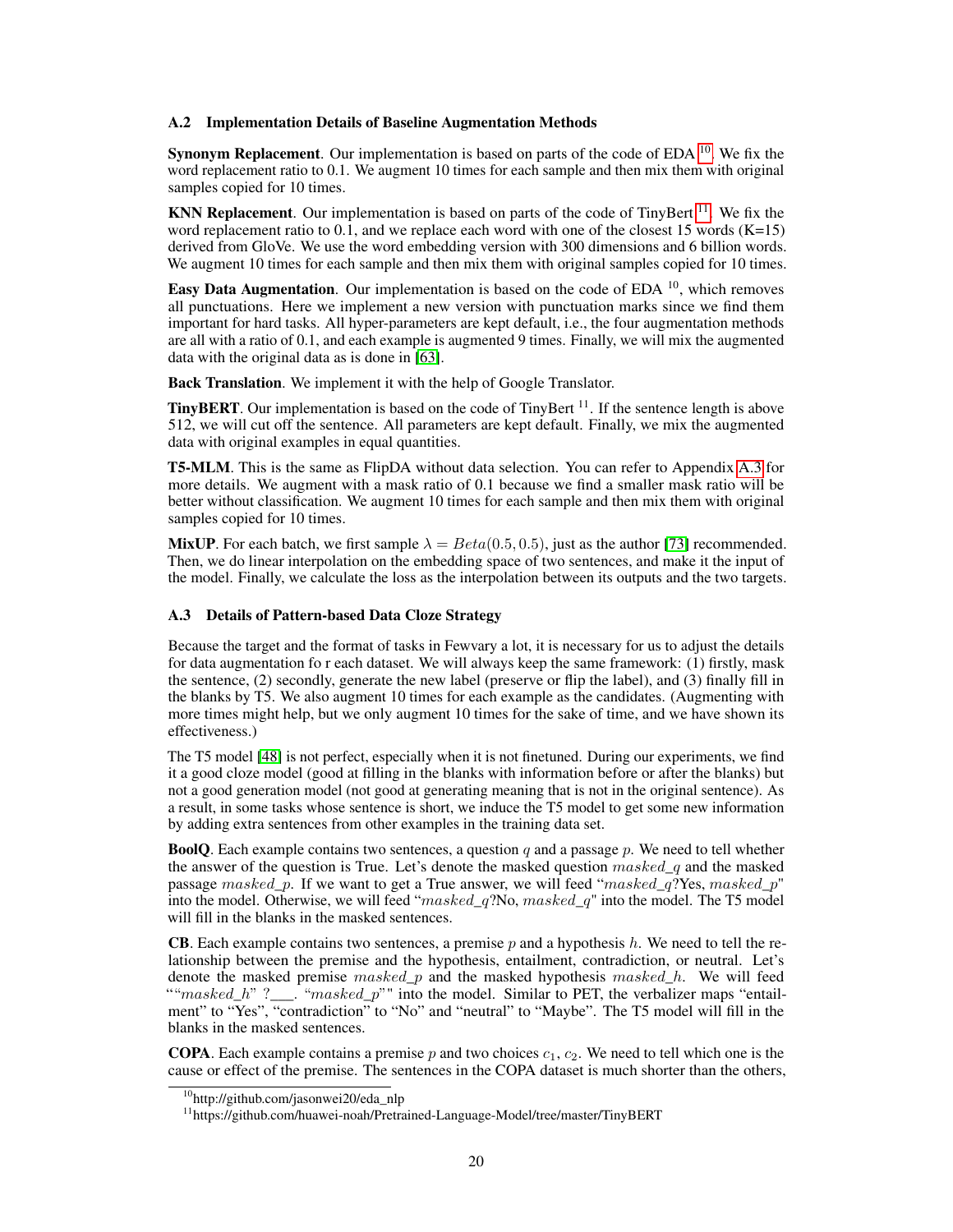### A.2 Implementation Details of Baseline Augmentation Methods

**Synonym Replacement**. Our implementation is based on parts of the code of EDA [10]. We fix the word replacement ratio to 0.1. We augment 10 times for each sample and then mix them with original samples copied for 10 times.

**KNN Replacement**. Our implementation is based on parts of the code of TinyBert [11]. We fix the word replacement ratio to 0.1, and we replace each word with one of the closest 15 words (K=15) derived from GloVe. We use the word embedding version with 300 dimensions and 6 billion words. We augment 10 times for each sample and then mix them with original samples copied for 10 times.

**Easy Data Augmentation**. Our implementation is based on the code of EDA [10], which removes all punctuations. Here we implement a new version with punctuation marks since we find them important for hard tasks. All hyper-parameters are kept default, i.e., the four augmentation methods are all with a ratio of 0.1, and each example is augmented 9 times. Finally, we will mix the augmented data with the original data as is done in [63].

**Back Translation**. We implement it with the help of Google Translator.

**TinyBERT**. Our implementation is based on the code of TinyBert [11]. If the sentence length is above 512, we will cut off the sentence. All parameters are kept default. Finally, we mix the augmented data with original examples in equal quantities.

**T5-MLM**. This is the same as FlipDA without data selection. You can refer to Appendix A.3 for more details. We augment with a mask ratio of 0.1 because we find a smaller mask ratio will be better without classification. We augment 10 times for each sample and then mix them with original samples copied for 10 times.

**MixUP**. For each batch, we first sample $\lambda = Beta(0.5, 0.5)$, just as the author [73] recommended. Then, we do linear interpolation on the embedding space of two sentences, and make it the input of the model. Finally, we calculate the loss as the interpolation between its outputs and the two targets.

### A.3 Details of Pattern-based Data Cloze Strategy

Because the target and the format of tasks in Fewvary a lot, it is necessary for us to adjust the details for data augmentation fo r each dataset. We will always keep the same framework: (1) firstly, mask the sentence, (2) secondly, generate the new label (preserve or flip the label), and (3) finally fill in the blanks by T5. We also augment 10 times for each example as the candidates. (Augmenting with more times might help, but we only augment 10 times for the sake of time, and we have shown its effectiveness.)

The T5 model [48] is not perfect, especially when it is not finetuned. During our experiments, we find it a good cloze model (good at filling in the blanks with information before or after the blanks) but not a good generation model (not good at generating meaning that is not in the original sentence). As a result, in some tasks whose sentence is short, we induce the T5 model to get some new information by adding extra sentences from other examples in the training data set.

**BoolQ**. Each example contains two sentences, a question $q$ and a passage $p$. We need to tell whether the answer of the question is True. Let's denote the masked question $masked\_q$ and the masked passage $masked\_p$. If we want to get a True answer, we will feed "$masked\_q$?Yes, $masked\_p$" into the model. Otherwise, we will feed "$masked\_q$?No, $masked\_q$" into the model. The T5 model will fill in the blanks in the masked sentences.

**CB**. Each example contains two sentences, a premise $p$ and a hypothesis $h$. We need to tell the relationship between the premise and the hypothesis, entailment, contradiction, or neutral. Let's denote the masked premise $masked\_p$ and the masked hypothesis $masked\_h$. We will feed ""$masked\_h$" ?\_\_\_. "$masked\_p$"" into the model. Similar to PET, the verbalizer maps "entailment" to "Yes", "contradiction" to "No" and "neutral" to "Maybe". The T5 model will fill in the blanks in the masked sentences.

**COPA**. Each example contains a premise $p$ and two choices $c_1$, $c_2$. We need to tell which one is the cause or effect of the premise. The sentences in the COPA dataset is much shorter than the others,

[10] http://github.com/jasonwei20/eda_nlp

[11] https://github.com/huawei-noah/Pretrained-Language-Model/tree/master/TinyBERT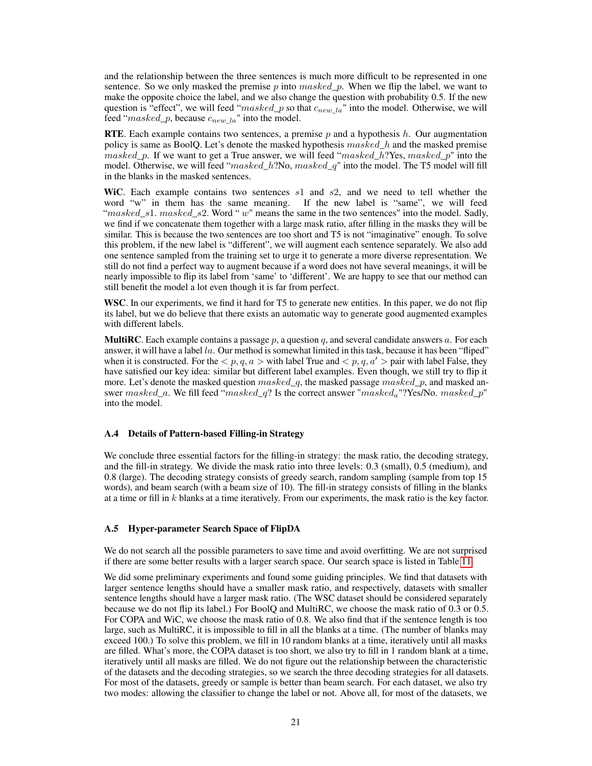and the relationship between the three sentences is much more difficult to be represented in one sentence. So we only masked the premise $p$ into $masked\_p$. When we flip the label, we want to make the opposite choice the label, and we also change the question with probability 0.5. If the new question is "effect", we will feed "$masked\_p$ so that $c_{new\_la}$" into the model. Otherwise, we will feed "$masked\_p$, because $c_{new\_la}$" into the model.

**RTE**. Each example contains two sentences, a premise $p$ and a hypothesis $h$. Our augmentation policy is same as BoolQ. Let's denote the masked hypothesis $masked\_h$ and the masked premise $masked\_p$. If we want to get a True answer, we will feed "$masked\_h$?Yes, $masked\_p$" into the model. Otherwise, we will feed "$masked\_h$?No, $masked\_q$" into the model. The T5 model will fill in the blanks in the masked sentences.

**WiC**. Each example contains two sentences $s1$ and $s2$, and we need to tell whether the word "w" in them has the same meaning. If the new label is "same", we will feed "$masked\_s1$. $masked\_s2$. Word " $w$" means the same in the two sentences" into the model. Sadly, we find if we concatenate them together with a large mask ratio, after filling in the masks they will be similar. This is because the two sentences are too short and T5 is not "imaginative" enough. To solve this problem, if the new label is "different", we will augment each sentence separately. We also add one sentence sampled from the training set to urge it to generate a more diverse representation. We still do not find a perfect way to augment because if a word does not have several meanings, it will be nearly impossible to flip its label from 'same' to 'different'. We are happy to see that our method can still benefit the model a lot even though it is far from perfect.

**WSC**. In our experiments, we find it hard for T5 to generate new entities. In this paper, we do not flip its label, but we do believe that there exists an automatic way to generate good augmented examples with different labels.

**MultiRC**. Each example contains a passage $p$, a question $q$, and several candidate answers $a$. For each answer, it will have a label $la$. Our method is somewhat limited in this task, because it has been "fliped" when it is constructed. For the $< p, q, a >$ with label True and $< p, q, a' >$ pair with label False, they have satisfied our key idea: similar but different label examples. Even though, we still try to flip it more. Let's denote the masked question $masked\_q$, the masked passage $masked\_p$, and masked answer $masked\_a$. We fill feed "$masked\_q$? Is the correct answer "$masked_a$"?Yes/No. $masked\_p$" into the model.

### A.4 Details of Pattern-based Filling-in Strategy

We conclude three essential factors for the filling-in strategy: the mask ratio, the decoding strategy, and the fill-in strategy. We divide the mask ratio into three levels: 0.3 (small), 0.5 (medium), and 0.8 (large). The decoding strategy consists of greedy search, random sampling (sample from top 15 words), and beam search (with a beam size of 10). The fill-in strategy consists of filling in the blanks at a time or fill in $k$ blanks at a time iteratively. From our experiments, the mask ratio is the key factor.

### A.5 Hyper-parameter Search Space of FlipDA

We do not search all the possible parameters to save time and avoid overfitting. We are not surprised if there are some better results with a larger search space. Our search space is listed in Table 11.

We did some preliminary experiments and found some guiding principles. We find that datasets with larger sentence lengths should have a smaller mask ratio, and respectively, datasets with smaller sentence lengths should have a larger mask ratio. (The WSC dataset should be considered separately because we do not flip its label.) For BoolQ and MultiRC, we choose the mask ratio of 0.3 or 0.5. For COPA and WiC, we choose the mask ratio of 0.8. We also find that if the sentence length is too large, such as MultiRC, it is impossible to fill in all the blanks at a time. (The number of blanks may exceed 100.) To solve this problem, we fill in 10 random blanks at a time, iteratively until all masks are filled. What's more, the COPA dataset is too short, we also try to fill in 1 random blank at a time, iteratively until all masks are filled. We do not figure out the relationship between the characteristic of the datasets and the decoding strategies, so we search the three decoding strategies for all datasets. For most of the datasets, greedy or sample is better than beam search. For each dataset, we also try two modes: allowing the classifier to change the label or not. Above all, for most of the datasets, we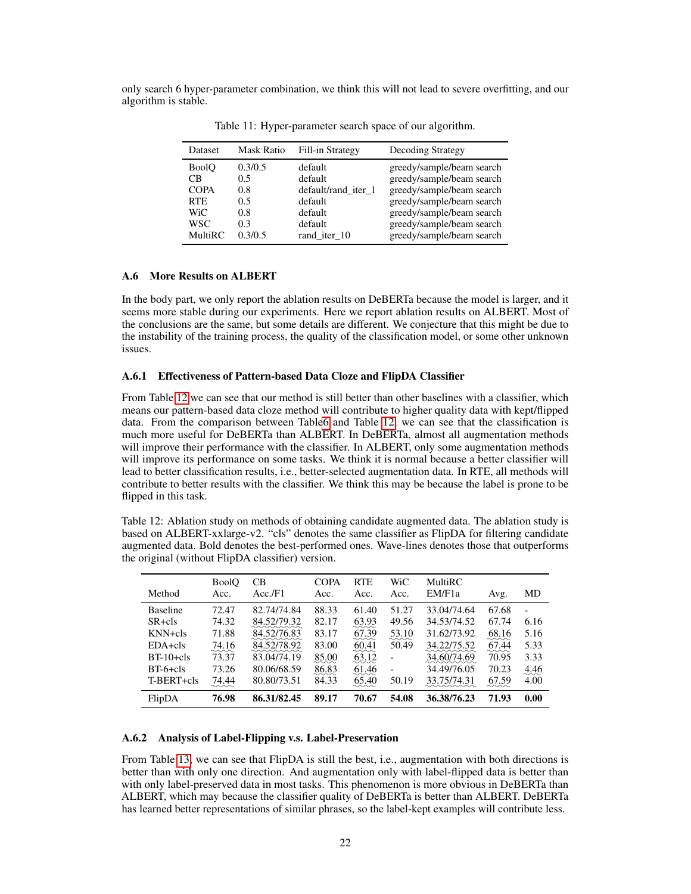only search 6 hyper-parameter combination, we think this will not lead to severe overfitting, and our algorithm is stable.

Table 11: Hyper-parameter search space of our algorithm.

| Dataset | Mask Ratio | Fill-in Strategy | Decoding Strategy |
|---|---|---|---|
| BoolQ | 0.3/0.5 | default | greedy/sample/beam search |
| CB | 0.5 | default | greedy/sample/beam search |
| COPA | 0.8 | default/rand_iter_1 | greedy/sample/beam search |
| RTE | 0.5 | default | greedy/sample/beam search |
| WiC | 0.8 | default | greedy/sample/beam search |
| WSC | 0.3 | default | greedy/sample/beam search |
| MultiRC | 0.3/0.5 | rand_iter_10 | greedy/sample/beam search |

### A.6 More Results on ALBERT

In the body part, we only report the ablation results on DeBERTa because the model is larger, and it seems more stable during our experiments. Here we report ablation results on ALBERT. Most of the conclusions are the same, but some details are different. We conjecture that this might be due to the instability of the training process, the quality of the classification model, or some other unknown issues.

#### A.6.1 Effectiveness of Pattern-based Data Cloze and FlipDA Classifier

From Table 12 we can see that our method is still better than other baselines with a classifier, which means our pattern-based data cloze method will contribute to higher quality data with kept/flipped data. From the comparison between Table6 and Table 12, we can see that the classification is much more useful for DeBERTa than ALBERT. In DeBERTa, almost all augmentation methods will improve their performance with the classifier. In ALBERT, only some augmentation methods will improve its performance on some tasks. We think it is normal because a better classifier will lead to better classification results, i.e., better-selected augmentation data. In RTE, all methods will contribute to better results with the classifier. We think this may be because the label is prone to be flipped in this task.

Table 12: Ablation study on methods of obtaining candidate augmented data. The ablation study is based on ALBERT-xxlarge-v2. "cls" denotes the same classifier as FlipDA for filtering candidate augmented data. Bold denotes the best-performed ones. Wave-lines denotes those that outperforms the original (without FlipDA classifier) version.

| Method | BoolQ Acc. | CB Acc./F1 | COPA Acc. | RTE Acc. | WiC Acc. | MultiRC EM/F1a | Avg. | MD |
|---|---|---|---|---|---|---|---|---|
| Baseline | 72.47 | 82.74/74.84 | 88.33 | 61.40 | 51.27 | 33.04/74.64 | 67.68 | - |
| SR+cls | 74.32 | 84.52/79.32 | 82.17 | 63.93 | 49.56 | 34.53/74.52 | 67.74 | 6.16 |
| KNN+cls | 71.88 | 84.52/76.83 | 83.17 | 67.39 | 53.10 | 31.62/73.92 | 68.16 | 5.16 |
| EDA+cls | 74.16 | 84.52/78.92 | 83.00 | 60.41 | 50.49 | 34.22/75.52 | 67.44 | 5.33 |
| BT-10+cls | 73.37 | 83.04/74.19 | 85.00 | 63.12 | - | 34.60/74.69 | 70.95 | 3.33 |
| BT-6+cls | 73.26 | 80.06/68.59 | 86.83 | 61.46 | - | 34.49/76.05 | 70.23 | 4.46 |
| T-BERT+cls | 74.44 | 80.80/73.51 | 84.33 | 65.40 | 50.19 | 33.75/74.31 | 67.59 | 4.00 |
| FlipDA | **76.98** | **86.31/82.45** | **89.17** | **70.67** | **54.08** | **36.38/76.23** | **71.93** | **0.00** |

#### A.6.2 Analysis of Label-Flipping v.s. Label-Preservation

From Table 13, we can see that FlipDA is still the best, i.e., augmentation with both directions is better than with only one direction. And augmentation only with label-flipped data is better than with only label-preserved data in most tasks. This phenomenon is more obvious in DeBERTa than ALBERT, which may because the classifier quality of DeBERTa is better than ALBERT. DeBERTa has learned better representations of similar phrases, so the label-kept examples will contribute less.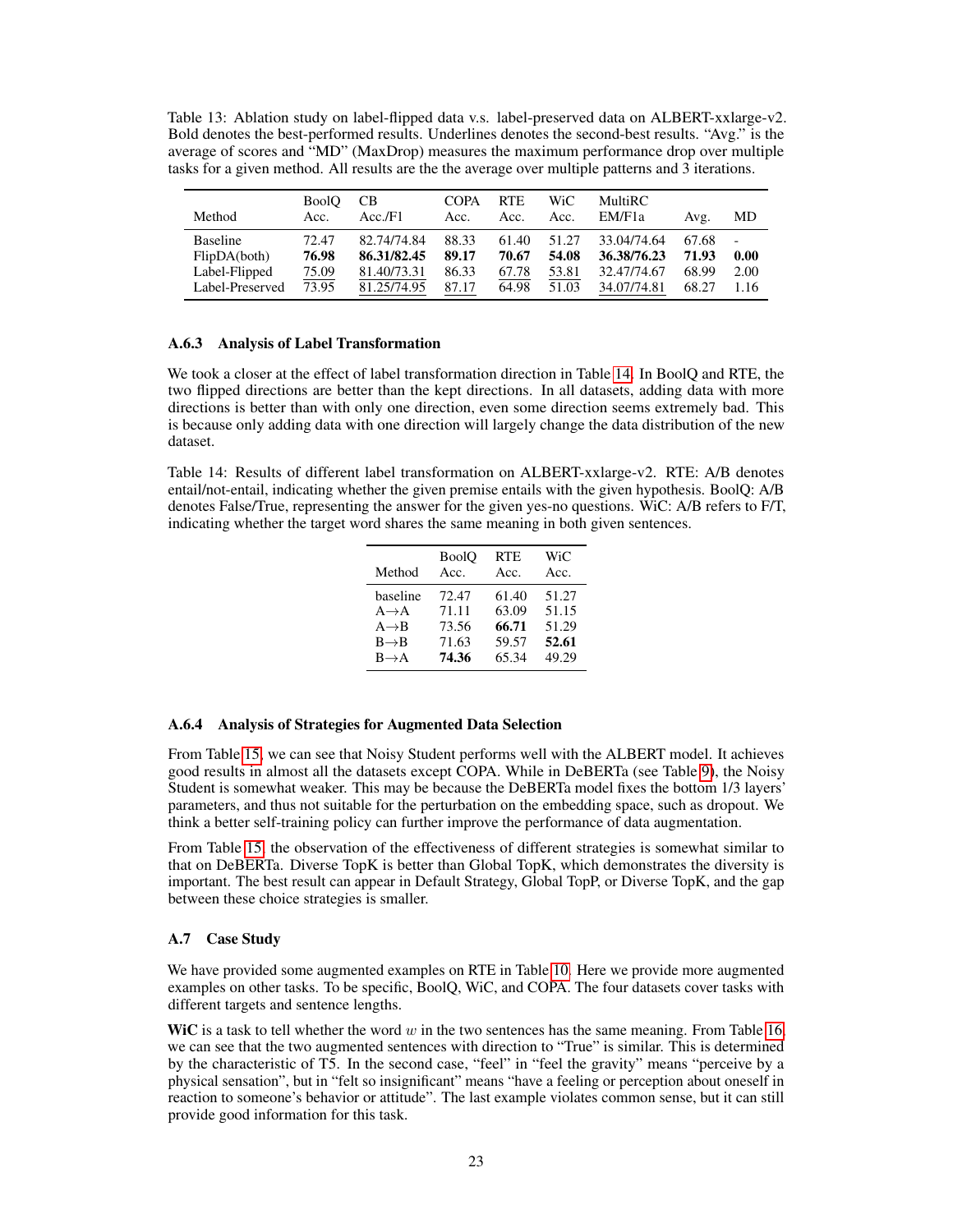Table 13: Ablation study on label-flipped data v.s. label-preserved data on ALBERT-xxlarge-v2. Bold denotes the best-performed results. Underlines denotes the second-best results. “Avg.” is the average of scores and “MD” (MaxDrop) measures the maximum performance drop over multiple tasks for a given method. All results are the the average over multiple patterns and 3 iterations.

| Method | BoolQ Acc. | CB Acc./F1 | COPA Acc. | RTE Acc. | WiC Acc. | MultiRC EM/F1a | Avg. | MD |
|---|---|---|---|---|---|---|---|---|
| Baseline | 72.47 | 82.74/74.84 | 88.33 | 61.40 | 51.27 | 33.04/74.64 | 67.68 | - |
| FlipDA(both) | **76.98** | **86.31/82.45** | **89.17** | **70.67** | **54.08** | **36.38/76.23** | **71.93** | **0.00** |
| Label-Flipped | <u>75.09</u> | <u>81.40/73.31</u> | 86.33 | <u>67.78</u> | <u>53.81</u> | 32.47/74.67 | 68.99 | 2.00 |
| Label-Preserved | 73.95 | <u>81.25/74.95</u> | <u>87.17</u> | 64.98 | 51.03 | <u>34.07/74.81</u> | 68.27 | 1.16 |

### A.6.3 Analysis of Label Transformation

We took a closer at the effect of label transformation direction in Table 14. In BoolQ and RTE, the two flipped directions are better than the kept directions. In all datasets, adding data with more directions is better than with only one direction, even some direction seems extremely bad. This is because only adding data with one direction will largely change the data distribution of the new dataset.

Table 14: Results of different label transformation on ALBERT-xxlarge-v2. RTE: A/B denotes entail/not-entail, indicating whether the given premise entails with the given hypothesis. BoolQ: A/B denotes False/True, representing the answer for the given yes-no questions. WiC: A/B refers to F/T, indicating whether the target word shares the same meaning in both given sentences.

| Method | BoolQ Acc. | RTE Acc. | WiC Acc. |
|---|---|---|---|
| baseline | 72.47 | 61.40 | 51.27 |
| A→A | 71.11 | 63.09 | 51.15 |
| A→B | 73.56 | **66.71** | 51.29 |
| B→B | 71.63 | 59.57 | **52.61** |
| B→A | **74.36** | 65.34 | 49.29 |

### A.6.4 Analysis of Strategies for Augmented Data Selection

From Table 15, we can see that Noisy Student performs well with the ALBERT model. It achieves good results in almost all the datasets except COPA. While in DeBERTa (see Table 9), the Noisy Student is somewhat weaker. This may be because the DeBERTa model fixes the bottom 1/3 layers' parameters, and thus not suitable for the perturbation on the embedding space, such as dropout. We think a better self-training policy can further improve the performance of data augmentation.

From Table 15, the observation of the effectiveness of different strategies is somewhat similar to that on DeBERTa. Diverse TopK is better than Global TopK, which demonstrates the diversity is important. The best result can appear in Default Strategy, Global TopP, or Diverse TopK, and the gap between these choice strategies is smaller.

## A.7 Case Study

We have provided some augmented examples on RTE in Table 10. Here we provide more augmented examples on other tasks. To be specific, BoolQ, WiC, and COPA. The four datasets cover tasks with different targets and sentence lengths.

**WiC** is a task to tell whether the word $w$ in the two sentences has the same meaning. From Table 16, we can see that the two augmented sentences with direction to “True” is similar. This is determined by the characteristic of T5. In the second case, “feel” in “feel the gravity” means “perceive by a physical sensation”, but in “felt so insignificant” means “have a feeling or perception about oneself in reaction to someone's behavior or attitude”. The last example violates common sense, but it can still provide good information for this task.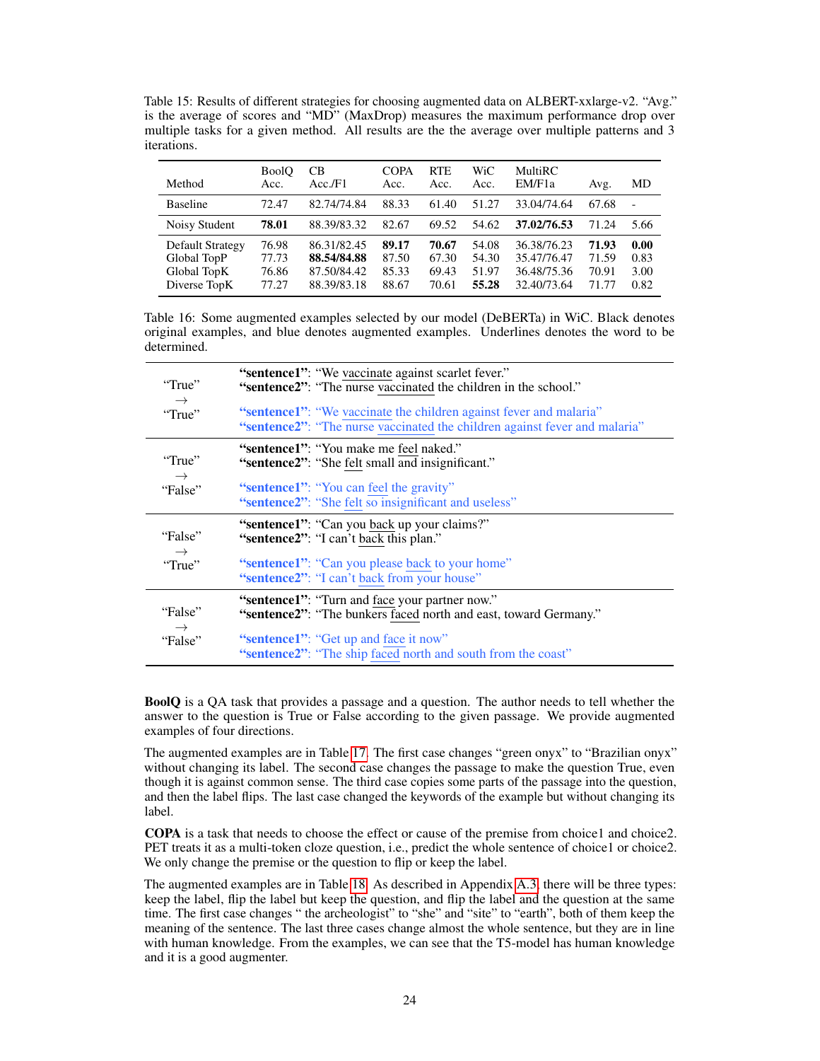Table 15: Results of different strategies for choosing augmented data on ALBERT-xxlarge-v2. "Avg." is the average of scores and "MD" (MaxDrop) measures the maximum performance drop over multiple tasks for a given method. All results are the the average over multiple patterns and 3 iterations.

| Method | BoolQ Acc. | CB Acc./F1 | COPA Acc. | RTE Acc. | WiC Acc. | MultiRC EM/F1a | Avg. | MD |
|---|---|---|---|---|---|---|---|---|
| Baseline | 72.47 | 82.74/74.84 | 88.33 | 61.40 | 51.27 | 33.04/74.64 | 67.68 | - |
| Noisy Student | **78.01** | 88.39/83.32 | 82.67 | 69.52 | 54.62 | **37.02/76.53** | 71.24 | 5.66 |
| Default Strategy | 76.98 | 86.31/82.45 | **89.17** | **70.67** | 54.08 | 36.38/76.23 | **71.93** | **0.00** |
| Global TopP | 77.73 | **88.54/84.88** | 87.50 | 67.30 | 54.30 | 35.47/76.47 | 71.59 | 0.83 |
| Global TopK | 76.86 | 87.50/84.42 | 85.33 | 69.43 | 51.97 | 36.48/75.36 | 70.91 | 3.00 |
| Diverse TopK | 77.27 | 88.39/83.18 | 88.67 | 70.61 | **55.28** | 32.40/73.64 | 71.77 | 0.82 |

Table 16: Some augmented examples selected by our model (DeBERTa) in WiC. Black denotes original examples, and blue denotes augmented examples. Underlines denotes the word to be determined.

| Label | Examples |
|---|---|
| "True" → "True" | **"sentence1"**: "We vaccinate against scarlet fever." **"sentence2"**: "The nurse vaccinated the children in the school." |
| | **"sentence1"**: "We vaccinate the children against fever and malaria" **"sentence2"**: "The nurse vaccinated the children against fever and malaria" |
| "True" → "False" | **"sentence1"**: "You make me feel naked." **"sentence2"**: "She felt small and insignificant." |
| | **"sentence1"**: "You can feel the gravity" **"sentence2"**: "She felt so insignificant and useless" |
| "False" → "True" | **"sentence1"**: "Can you back up your claims?" **"sentence2"**: "I can't back this plan." |
| | **"sentence1"**: "Can you please back to your home" **"sentence2"**: "I can't back from your house" |
| "False" → "False" | **"sentence1"**: "Turn and face your partner now." **"sentence2"**: "The bunkers faced north and east, toward Germany." |
| | **"sentence1"**: "Get up and face it now" **"sentence2"**: "The ship faced north and south from the coast" |

**BoolQ** is a QA task that provides a passage and a question. The author needs to tell whether the answer to the question is True or False according to the given passage. We provide augmented examples of four directions.

The augmented examples are in Table 17. The first case changes "green onyx" to "Brazilian onyx" without changing its label. The second case changes the passage to make the question True, even though it is against common sense. The third case copies some parts of the passage into the question, and then the label flips. The last case changed the keywords of the example but without changing its label.

**COPA** is a task that needs to choose the effect or cause of the premise from choice1 and choice2. PET treats it as a multi-token cloze question, i.e., predict the whole sentence of choice1 or choice2. We only change the premise or the question to flip or keep the label.

The augmented examples are in Table 18. As described in Appendix A.3, there will be three types: keep the label, flip the label but keep the question, and flip the label and the question at the same time. The first case changes " the archeologist" to "she" and "site" to "earth", both of them keep the meaning of the sentence. The last three cases change almost the whole sentence, but they are in line with human knowledge. From the examples, we can see that the T5-model has human knowledge and it is a good augmenter.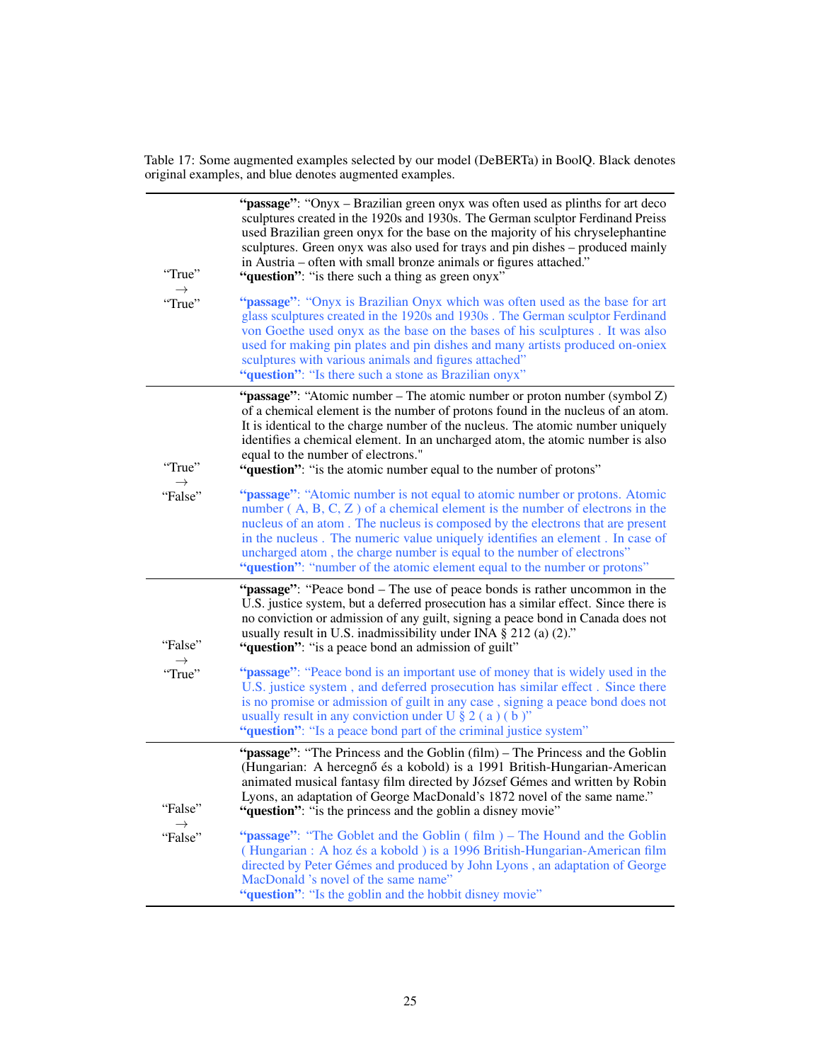Table 17: Some augmented examples selected by our model (DeBERTa) in BoolQ. Black denotes original examples, and blue denotes augmented examples.

| | |
|---|---|
| "True" → "True" | **"passage"**: "Onyx – Brazilian green onyx was often used as plinths for art deco sculptures created in the 1920s and 1930s. The German sculptor Ferdinand Preiss used Brazilian green onyx for the base on the majority of his chryselephantine sculptures. Green onyx was also used for trays and pin dishes – produced mainly in Austria – often with small bronze animals or figures attached." **"question"**: "is there such a thing as green onyx" <br><br> **"passage"**: "Onyx is Brazilian Onyx which was often used as the base for art glass sculptures created in the 1920s and 1930s . The German sculptor Ferdinand von Goethe used onyx as the base on the bases of his sculptures . It was also used for making pin plates and pin dishes and many artists produced on-oniex sculptures with various animals and figures attached" **"question"**: "Is there such a stone as Brazilian onyx" |
| "True" → "False" | **"passage"**: "Atomic number – The atomic number or proton number (symbol Z) of a chemical element is the number of protons found in the nucleus of an atom. It is identical to the charge number of the nucleus. The atomic number uniquely identifies a chemical element. In an uncharged atom, the atomic number is also equal to the number of electrons." **"question"**: "is the atomic number equal to the number of protons" <br><br> **"passage"**: "Atomic number is not equal to atomic number or protons. Atomic number ( A, B, C, Z ) of a chemical element is the number of electrons in the nucleus of an atom . The nucleus is composed by the electrons that are present in the nucleus . The numeric value uniquely identifies an element . In case of uncharged atom , the charge number is equal to the number of electrons" **"question"**: "number of the atomic element equal to the number or protons" |
| "False" → "True" | **"passage"**: "Peace bond – The use of peace bonds is rather uncommon in the U.S. justice system, but a deferred prosecution has a similar effect. Since there is no conviction or admission of any guilt, signing a peace bond in Canada does not usually result in U.S. inadmissibility under INA § 212 (a) (2)." **"question"**: "is a peace bond an admission of guilt" <br><br> **"passage"**: "Peace bond is an important use of money that is widely used in the U.S. justice system , and deferred prosecution has similar effect . Since there is no promise or admission of guilt in any case , signing a peace bond does not usually result in any conviction under U § 2 ( a ) ( b )" **"question"**: "Is a peace bond part of the criminal justice system" |
| "False" → "False" | **"passage"**: "The Princess and the Goblin (film) – The Princess and the Goblin (Hungarian: A hercegnő és a kobold) is a 1991 British-Hungarian-American animated musical fantasy film directed by József Gémes and written by Robin Lyons, an adaptation of George MacDonald's 1872 novel of the same name." **"question"**: "is the princess and the goblin a disney movie" <br><br> **"passage"**: "The Goblet and the Goblin ( film ) – The Hound and the Goblin ( Hungarian : A hoz és a kobold ) is a 1996 British-Hungarian-American film directed by Peter Gémes and produced by John Lyons , an adaptation of George MacDonald 's novel of the same name" **"question"**: "Is the goblin and the hobbit disney movie" |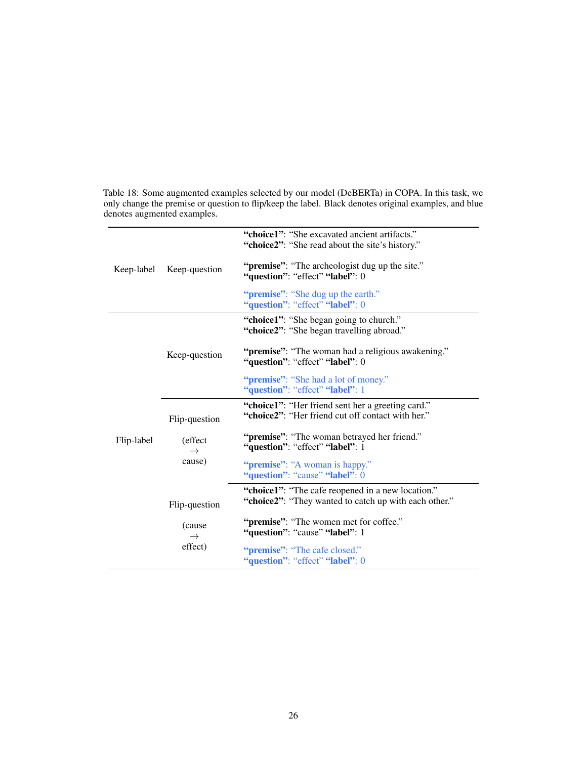Table 18: Some augmented examples selected by our model (DeBERTa) in COPA. In this task, we only change the premise or question to flip/keep the label. Black denotes original examples, and blue denotes augmented examples.

| | | |
|---|---|---|
| Keep-label | Keep-question | **"choice1"**: "She excavated ancient artifacts." **"choice2"**: "She read about the site's history." <br><br> **"premise"**: "The archeologist dug up the site." **"question"**: "effect" **"label"**: 0 <br><br> **"premise"**: "She dug up the earth." **"question"**: "effect" **"label"**: 0 |
| Flip-label | Keep-question | **"choice1"**: "She began going to church." **"choice2"**: "She began travelling abroad." <br><br> **"premise"**: "The woman had a religious awakening." **"question"**: "effect" **"label"**: 0 <br><br> **"premise"**: "She had a lot of money." **"question"**: "effect" **"label"**: 1 |
| | Flip-question (effect → cause) | **"choice1"**: "Her friend sent her a greeting card." **"choice2"**: "Her friend cut off contact with her." <br><br> **"premise"**: "The woman betrayed her friend." **"question"**: "effect" **"label"**: 1 <br><br> **"premise"**: "A woman is happy." **"question"**: "cause" **"label"**: 0 |
| | Flip-question (cause → effect) | **"choice1"**: "The cafe reopened in a new location." **"choice2"**: "They wanted to catch up with each other." <br><br> **"premise"**: "The women met for coffee." **"question"**: "cause" **"label"**: 1 <br><br> **"premise"**: "The cafe closed." **"question"**: "effect" **"label"**: 0 |